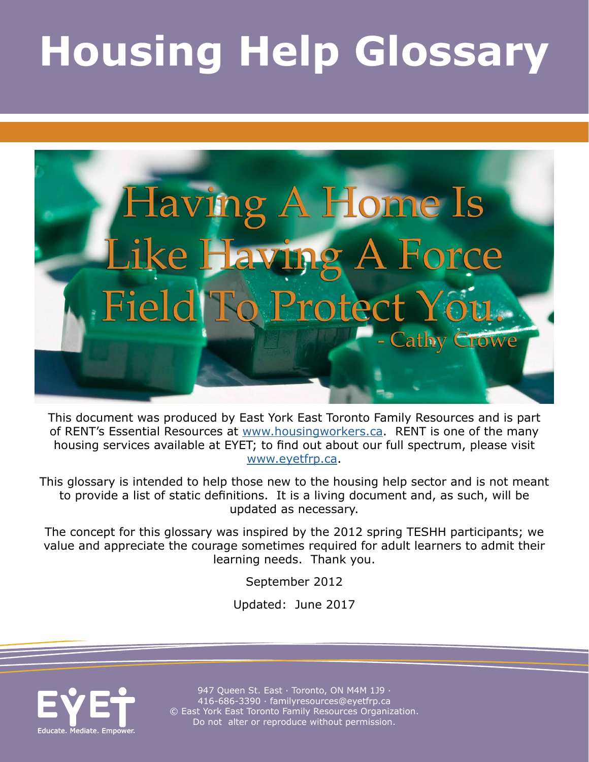# Housing Help Glossary

Having A Home Is Like Having A Force Field To Protect You.
- Cathy Crowe

This document was produced by East York East Toronto Family Resources and is part of RENT's Essential Resources at www.housingworkers.ca. RENT is one of the many housing services available at EYET; to find out about our full spectrum, please visit www.eyetfrp.ca.

This glossary is intended to help those new to the housing help sector and is not meant to provide a list of static definitions. It is a living document and, as such, will be updated as necessary.

The concept for this glossary was inspired by the 2012 spring TESHH participants; we value and appreciate the courage sometimes required for adult learners to admit their learning needs. Thank you.

September 2012

Updated: June 2017

EYET
Educate. Mediate. Empower.

947 Queen St. East · Toronto, ON M4M 1J9 · 416-686-3390 · familyresources@eyetfrp.ca
© East York East Toronto Family Resources Organization. Do not alter or reproduce without permission.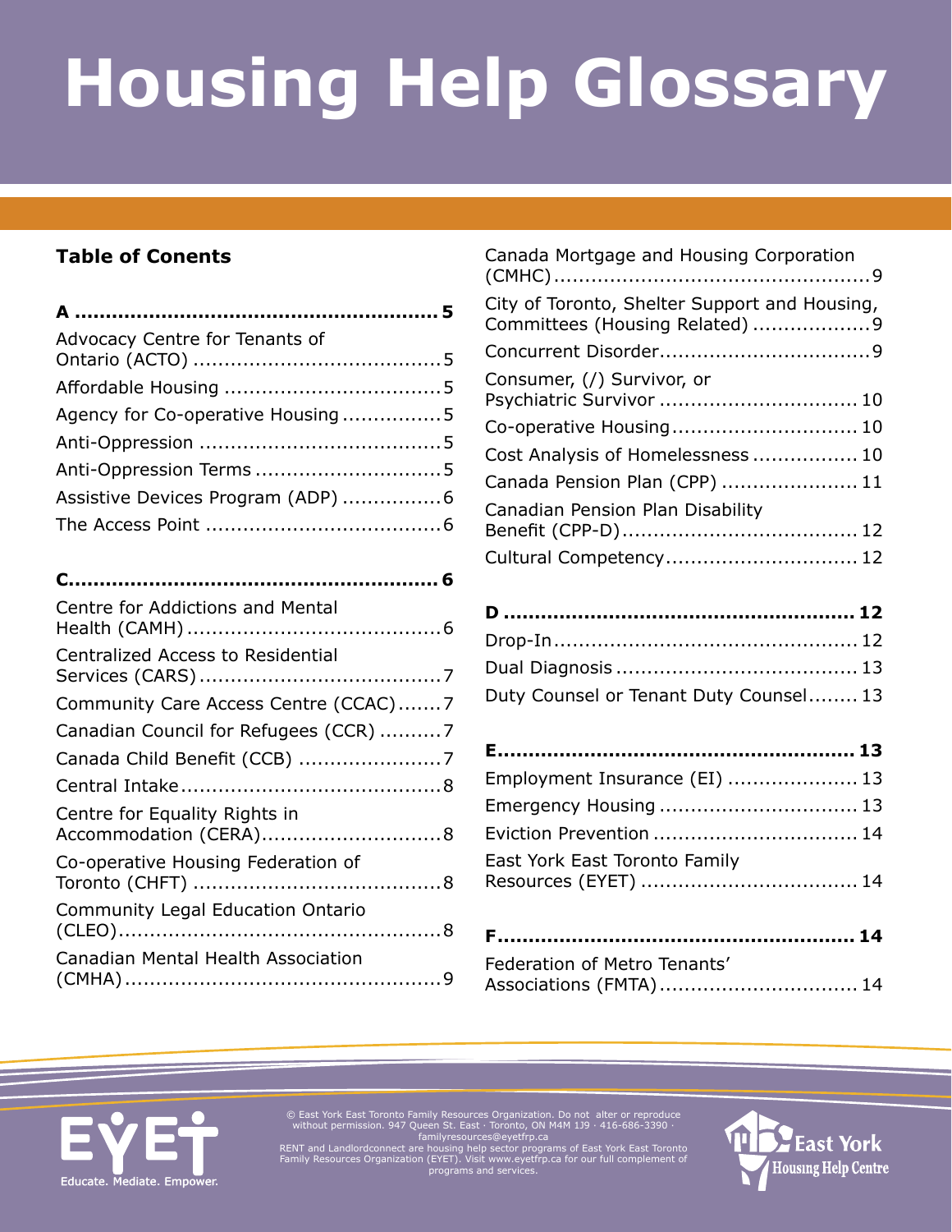# Housing Help Glossary

### Table of Conents

**A ........................................................ 5**

Advocacy Centre for Tenants of Ontario (ACTO) ........................................ 5

Affordable Housing .................................. 5

Agency for Co-operative Housing ................ 5

Anti-Oppression ...................................... 5

Anti-Oppression Terms .............................. 5

Assistive Devices Program (ADP) ................ 6

The Access Point ...................................... 6

**C........................................................ 6**

Centre for Addictions and Mental Health (CAMH) ........................................ 6

Centralized Access to Residential Services (CARS) ....................................... 7

Community Care Access Centre (CCAC) ....... 7

Canadian Council for Refugees (CCR) .......... 7

Canada Child Benefit (CCB) ....................... 7

Central Intake .......................................... 8

Centre for Equality Rights in Accommodation (CERA) ............................. 8

Co-operative Housing Federation of Toronto (CHFT) ........................................ 8

Community Legal Education Ontario (CLEO) .................................................... 8

Canadian Mental Health Association (CMHA) .................................................... 9

Canada Mortgage and Housing Corporation (CMHC) .................................................... 9

City of Toronto, Shelter Support and Housing, Committees (Housing Related) ................... 9

Concurrent Disorder .................................. 9

Consumer, (/) Survivor, or Psychiatric Survivor ............................... 10

Co-operative Housing ............................. 10

Cost Analysis of Homelessness ................. 10

Canada Pension Plan (CPP) ...................... 11

Canadian Pension Plan Disability Benefit (CPP-D) ...................................... 12

Cultural Competency ............................... 12

**D ...................................................... 12**

Drop-In ................................................ 12

Dual Diagnosis ....................................... 13

Duty Counsel or Tenant Duty Counsel ........ 13

**E ....................................................... 13**

Employment Insurance (EI) ..................... 13

Emergency Housing ................................ 13

Eviction Prevention ................................. 14

East York East Toronto Family Resources (EYET) ................................... 14

**F ....................................................... 14**

Federation of Metro Tenants' Associations (FMTA) ................................ 14

Educate. Mediate. Empower.

© East York East Toronto Family Resources Organization. Do not alter or reproduce without permission. 947 Queen St. East · Toronto, ON M4M 1J9 · 416-686-3390 · familyresources@eyetfrp.ca
RENT and Landlordconnect are housing help sector programs of East York East Toronto Family Resources Organization (EYET). Visit www.eyetfrp.ca for our full complement of programs and services.

East York Housing Help Centre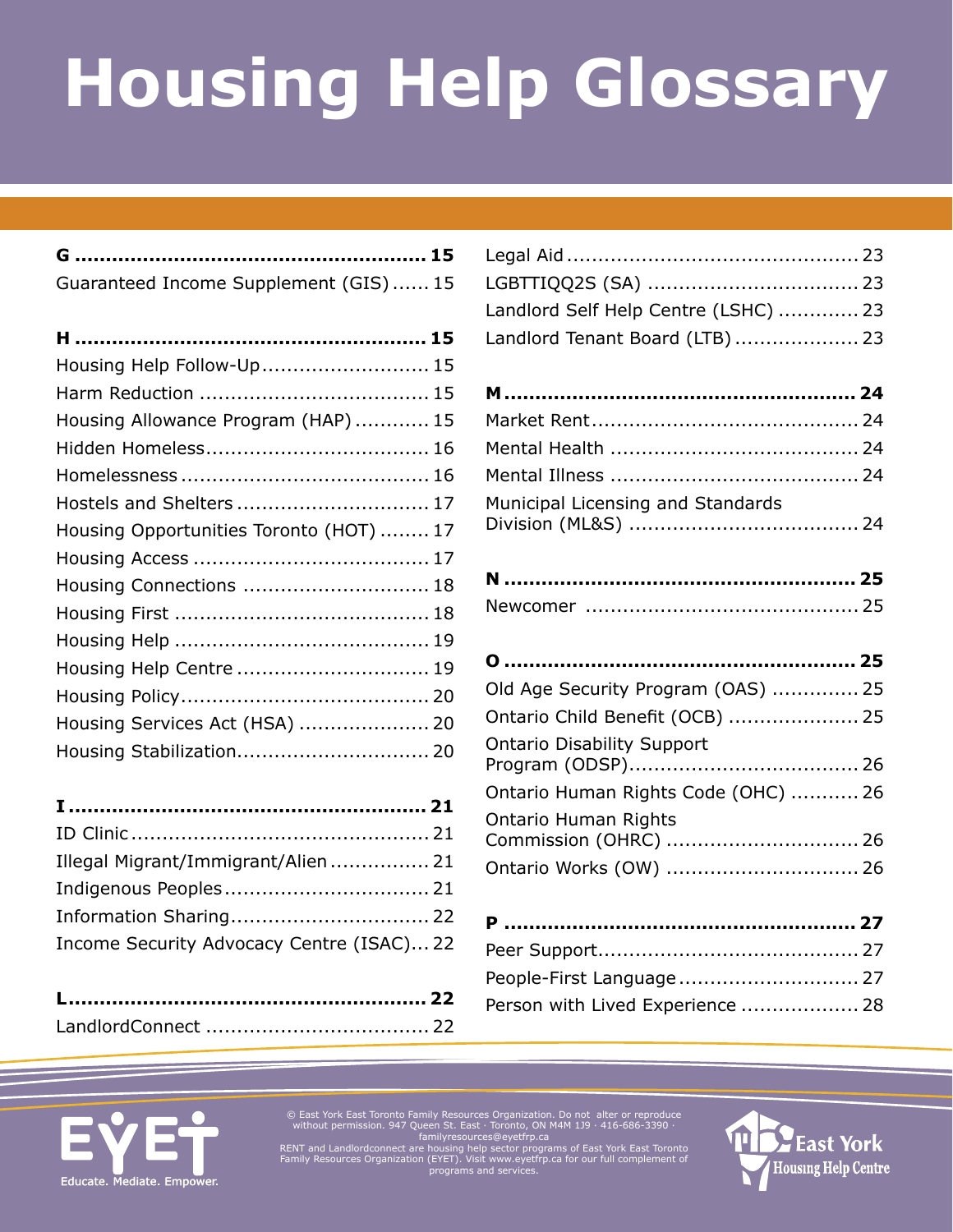# Housing Help Glossary

**G ........................................................ 15**

Guaranteed Income Supplement (GIS) ...... 15

**H ........................................................ 15**

Housing Help Follow-Up........................... 15

Harm Reduction ..................................... 15

Housing Allowance Program (HAP) ............ 15

Hidden Homeless.................................... 16

Homelessness ........................................ 16

Hostels and Shelters ............................... 17

Housing Opportunities Toronto (HOT) ........ 17

Housing Access ...................................... 17

Housing Connections .............................. 18

Housing First ......................................... 18

Housing Help ......................................... 19

Housing Help Centre ............................... 19

Housing Policy........................................ 20

Housing Services Act (HSA) ..................... 20

Housing Stabilization............................... 20

**I ......................................................... 21**

ID Clinic ................................................ 21

Illegal Migrant/Immigrant/Alien ................ 21

Indigenous Peoples ................................. 21

Information Sharing................................ 22

Income Security Advocacy Centre (ISAC)... 22

**L......................................................... 22**

LandlordConnect .................................... 22

Legal Aid ............................................... 23

LGBTTIQQ2S (SA) .................................. 23

Landlord Self Help Centre (LSHC) ............. 23

Landlord Tenant Board (LTB) .................... 23

**M......................................................... 24**

Market Rent........................................... 24

Mental Health ........................................ 24

Mental Illness ........................................ 24

Municipal Licensing and Standards Division (ML&S) ..................................... 24

**N ........................................................ 25**

Newcomer ............................................ 25

**O ........................................................ 25**

Old Age Security Program (OAS) .............. 25

Ontario Child Benefit (OCB) ..................... 25

Ontario Disability Support Program (ODSP)..................................... 26

Ontario Human Rights Code (OHC) ........... 26

Ontario Human Rights Commission (OHRC) ............................... 26

Ontario Works (OW) ............................... 26

**P ........................................................ 27**

Peer Support.......................................... 27

People-First Language............................. 27

Person with Lived Experience ................... 28

EYET Educate. Mediate. Empower.

© East York East Toronto Family Resources Organization. Do not alter or reproduce without permission. 947 Queen St. East · Toronto, ON M4M 1J9 · 416-686-3390 · familyresources@eyetfrp.ca
RENT and Landlordconnect are housing help sector programs of East York East Toronto Family Resources Organization (EYET). Visit www.eyetfrp.ca for our full complement of programs and services.

East York Housing Help Centre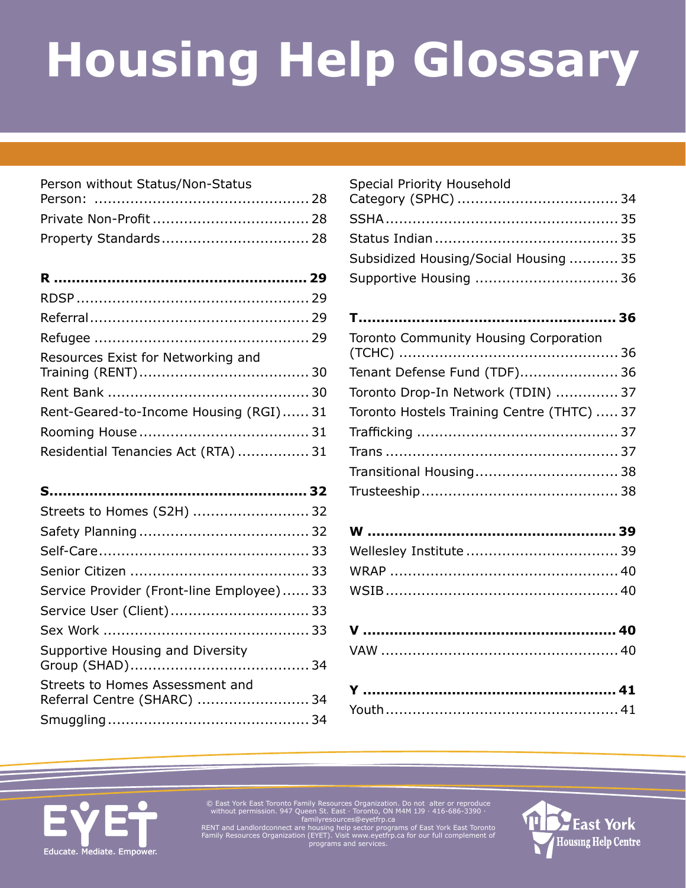# Housing Help Glossary

Person without Status/Non-Status Person: ........ 28
Private Non-Profit ........ 28
Property Standards ........ 28

**R ........ 29**
RDSP ........ 29
Referral ........ 29
Refugee ........ 29
Resources Exist for Networking and Training (RENT) ........ 30
Rent Bank ........ 30
Rent-Geared-to-Income Housing (RGI) ........ 31
Rooming House ........ 31
Residential Tenancies Act (RTA) ........ 31

**S ........ 32**
Streets to Homes (S2H) ........ 32
Safety Planning ........ 32
Self-Care ........ 33
Senior Citizen ........ 33
Service Provider (Front-line Employee) ........ 33
Service User (Client) ........ 33
Sex Work ........ 33
Supportive Housing and Diversity Group (SHAD) ........ 34
Streets to Homes Assessment and Referral Centre (SHARC) ........ 34
Smuggling ........ 34
Special Priority Household Category (SPHC) ........ 34
SSHA ........ 35
Status Indian ........ 35
Subsidized Housing/Social Housing ........ 35
Supportive Housing ........ 36

**T ........ 36**
Toronto Community Housing Corporation (TCHC) ........ 36
Tenant Defense Fund (TDF) ........ 36
Toronto Drop-In Network (TDIN) ........ 37
Toronto Hostels Training Centre (THTC) ........ 37
Trafficking ........ 37
Trans ........ 37
Transitional Housing ........ 38
Trusteeship ........ 38

**W ........ 39**
Wellesley Institute ........ 39
WRAP ........ 40
WSIB ........ 40

**V ........ 40**
VAW ........ 40

**Y ........ 41**
Youth ........ 41

EYET Educate. Mediate. Empower.

© East York East Toronto Family Resources Organization. Do not alter or reproduce without permission. 947 Queen St. East · Toronto, ON M4M 1J9 · 416-686-3390 · familyresources@eyetfrp.ca
RENT and Landlordconnect are housing help sector programs of East York East Toronto Family Resources Organization (EYET). Visit www.eyetfrp.ca for our full complement of programs and services.

East York Housing Help Centre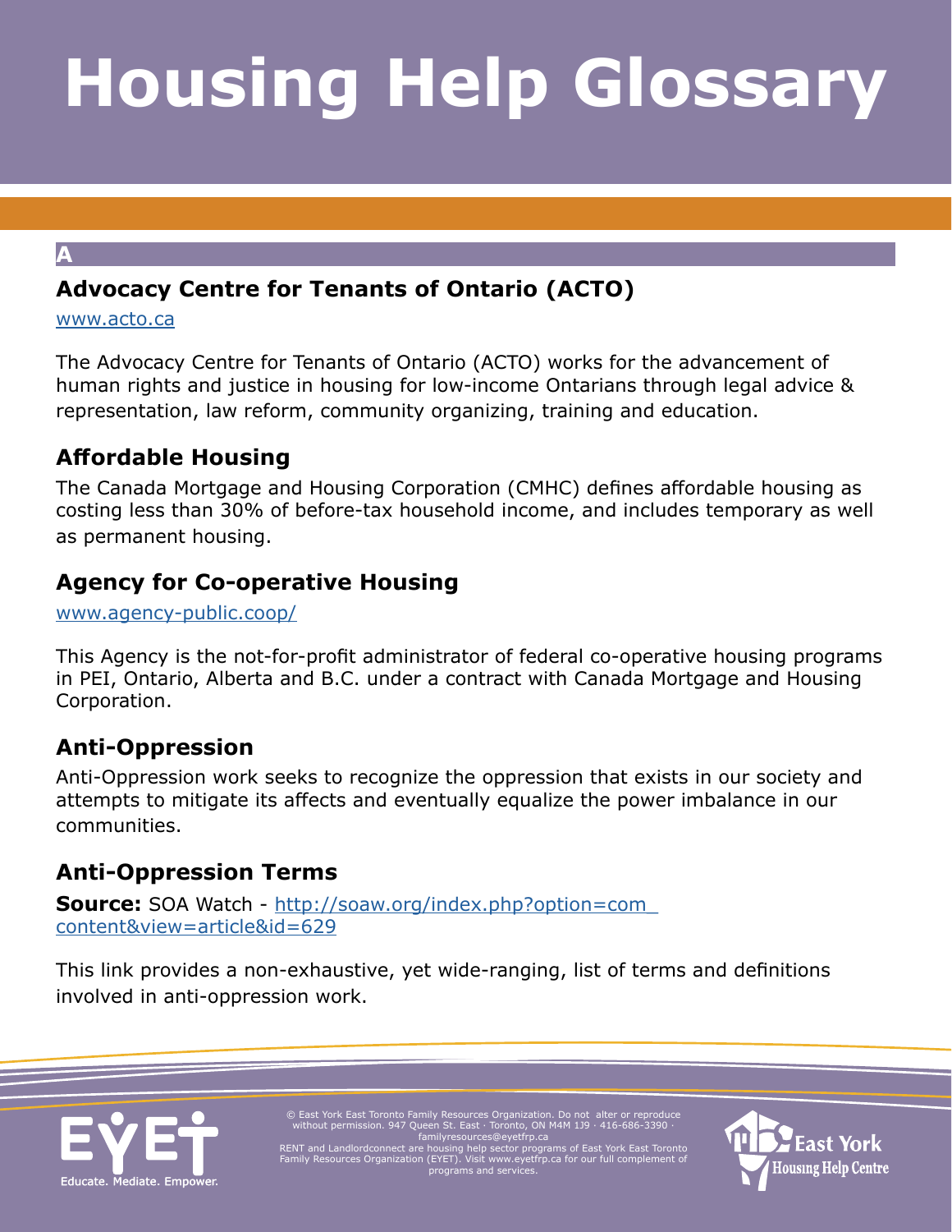# Housing Help Glossary

## A

### Advocacy Centre for Tenants of Ontario (ACTO)

www.acto.ca

The Advocacy Centre for Tenants of Ontario (ACTO) works for the advancement of human rights and justice in housing for low-income Ontarians through legal advice & representation, law reform, community organizing, training and education.

### Affordable Housing

The Canada Mortgage and Housing Corporation (CMHC) defines affordable housing as costing less than 30% of before-tax household income, and includes temporary as well as permanent housing.

### Agency for Co-operative Housing

www.agency-public.coop/

This Agency is the not-for-profit administrator of federal co-operative housing programs in PEI, Ontario, Alberta and B.C. under a contract with Canada Mortgage and Housing Corporation.

### Anti-Oppression

Anti-Oppression work seeks to recognize the oppression that exists in our society and attempts to mitigate its affects and eventually equalize the power imbalance in our communities.

### Anti-Oppression Terms

**Source:** SOA Watch - http://soaw.org/index.php?option=com_content&view=article&id=629

This link provides a non-exhaustive, yet wide-ranging, list of terms and definitions involved in anti-oppression work.

© East York East Toronto Family Resources Organization. Do not alter or reproduce without permission. 947 Queen St. East · Toronto, ON M4M 1J9 · 416-686-3390 · familyresources@eyetfrp.ca
RENT and Landlordconnect are housing help sector programs of East York East Toronto Family Resources Organization (EYET). Visit www.eyetfrp.ca for our full complement of programs and services.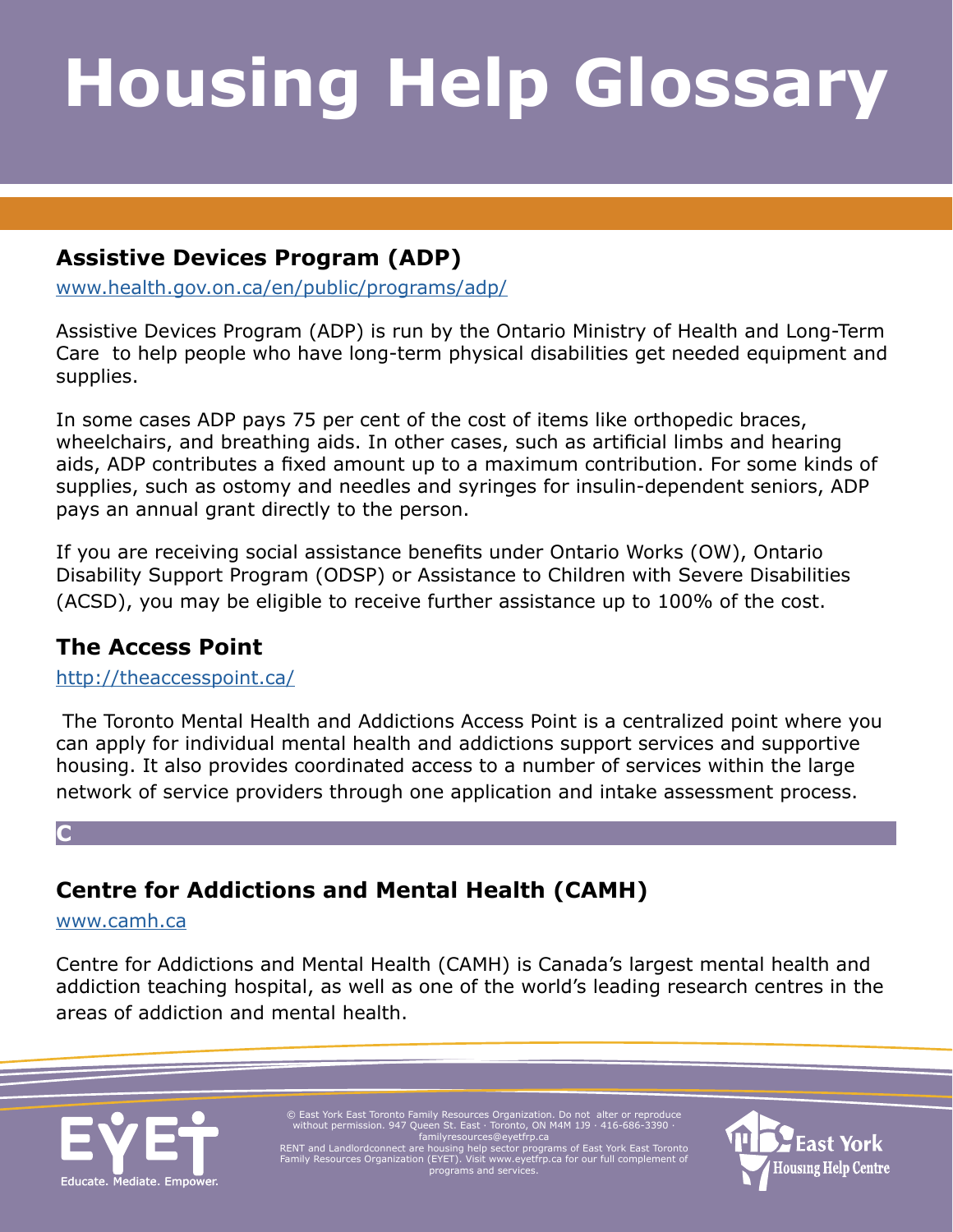# Housing Help Glossary

## Assistive Devices Program (ADP)

[www.health.gov.on.ca/en/public/programs/adp/](http://www.health.gov.on.ca/en/public/programs/adp/)

Assistive Devices Program (ADP) is run by the Ontario Ministry of Health and Long-Term Care to help people who have long-term physical disabilities get needed equipment and supplies.

In some cases ADP pays 75 per cent of the cost of items like orthopedic braces, wheelchairs, and breathing aids. In other cases, such as artificial limbs and hearing aids, ADP contributes a fixed amount up to a maximum contribution. For some kinds of supplies, such as ostomy and needles and syringes for insulin-dependent seniors, ADP pays an annual grant directly to the person.

If you are receiving social assistance benefits under Ontario Works (OW), Ontario Disability Support Program (ODSP) or Assistance to Children with Severe Disabilities (ACSD), you may be eligible to receive further assistance up to 100% of the cost.

## The Access Point

[http://theaccesspoint.ca/](http://theaccesspoint.ca/)

The Toronto Mental Health and Addictions Access Point is a centralized point where you can apply for individual mental health and addictions support services and supportive housing. It also provides coordinated access to a number of services within the large network of service providers through one application and intake assessment process.

# C

## Centre for Addictions and Mental Health (CAMH)

[www.camh.ca](http://www.camh.ca)

Centre for Addictions and Mental Health (CAMH) is Canada's largest mental health and addiction teaching hospital, as well as one of the world's leading research centres in the areas of addiction and mental health.

© East York East Toronto Family Resources Organization. Do not alter or reproduce without permission. 947 Queen St. East · Toronto, ON M4M 1J9 · 416-686-3390 · familyresources@eyetfrp.ca
RENT and Landlordconnect are housing help sector programs of East York East Toronto Family Resources Organization (EYET). Visit www.eyetfrp.ca for our full complement of programs and services.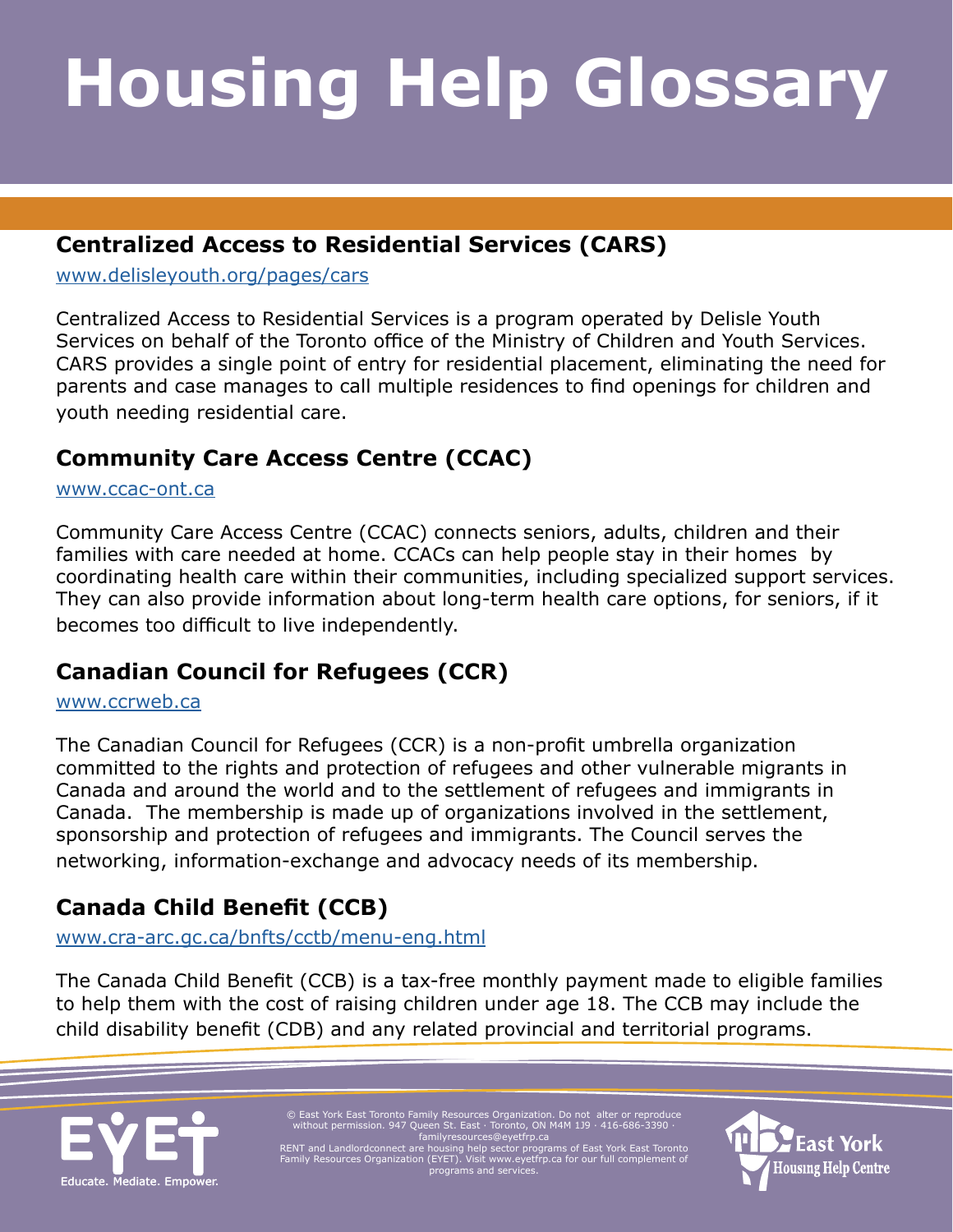# Housing Help Glossary

## Centralized Access to Residential Services (CARS)

www.delisleyouth.org/pages/cars

Centralized Access to Residential Services is a program operated by Delisle Youth Services on behalf of the Toronto office of the Ministry of Children and Youth Services. CARS provides a single point of entry for residential placement, eliminating the need for parents and case manages to call multiple residences to find openings for children and youth needing residential care.

## Community Care Access Centre (CCAC)

www.ccac-ont.ca

Community Care Access Centre (CCAC) connects seniors, adults, children and their families with care needed at home. CCACs can help people stay in their homes by coordinating health care within their communities, including specialized support services. They can also provide information about long-term health care options, for seniors, if it becomes too difficult to live independently.

## Canadian Council for Refugees (CCR)

www.ccrweb.ca

The Canadian Council for Refugees (CCR) is a non-profit umbrella organization committed to the rights and protection of refugees and other vulnerable migrants in Canada and around the world and to the settlement of refugees and immigrants in Canada. The membership is made up of organizations involved in the settlement, sponsorship and protection of refugees and immigrants. The Council serves the networking, information-exchange and advocacy needs of its membership.

## Canada Child Benefit (CCB)

www.cra-arc.gc.ca/bnfts/cctb/menu-eng.html

The Canada Child Benefit (CCB) is a tax-free monthly payment made to eligible families to help them with the cost of raising children under age 18. The CCB may include the child disability benefit (CDB) and any related provincial and territorial programs.

© East York East Toronto Family Resources Organization. Do not alter or reproduce without permission. 947 Queen St. East · Toronto, ON M4M 1J9 · 416-686-3390 · familyresources@eyetfrp.ca
RENT and Landlordconnect are housing help sector programs of East York East Toronto Family Resources Organization (EYET). Visit www.eyetfrp.ca for our full complement of programs and services.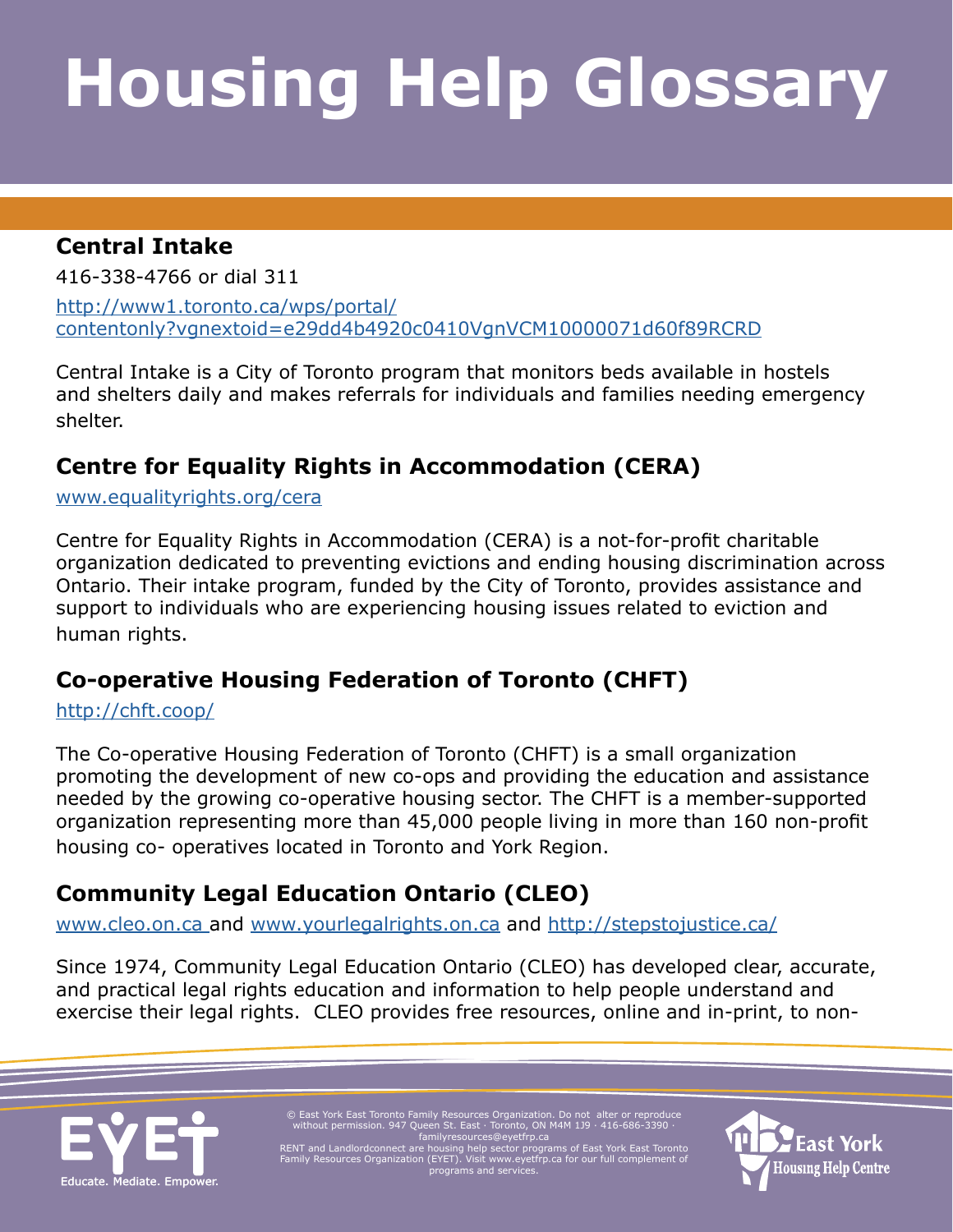# Housing Help Glossary

## Central Intake

416-338-4766 or dial 311

http://www1.toronto.ca/wps/portal/contentonly?vgnextoid=e29dd4b4920c0410VgnVCM10000071d60f89RCRD

Central Intake is a City of Toronto program that monitors beds available in hostels and shelters daily and makes referrals for individuals and families needing emergency shelter.

## Centre for Equality Rights in Accommodation (CERA)

www.equalityrights.org/cera

Centre for Equality Rights in Accommodation (CERA) is a not-for-profit charitable organization dedicated to preventing evictions and ending housing discrimination across Ontario. Their intake program, funded by the City of Toronto, provides assistance and support to individuals who are experiencing housing issues related to eviction and human rights.

## Co-operative Housing Federation of Toronto (CHFT)

http://chft.coop/

The Co-operative Housing Federation of Toronto (CHFT) is a small organization promoting the development of new co-ops and providing the education and assistance needed by the growing co-operative housing sector. The CHFT is a member-supported organization representing more than 45,000 people living in more than 160 non-profit housing co- operatives located in Toronto and York Region.

## Community Legal Education Ontario (CLEO)

www.cleo.on.ca and www.yourlegalrights.on.ca and http://stepstojustice.ca/

Since 1974, Community Legal Education Ontario (CLEO) has developed clear, accurate, and practical legal rights education and information to help people understand and exercise their legal rights. CLEO provides free resources, online and in-print, to non-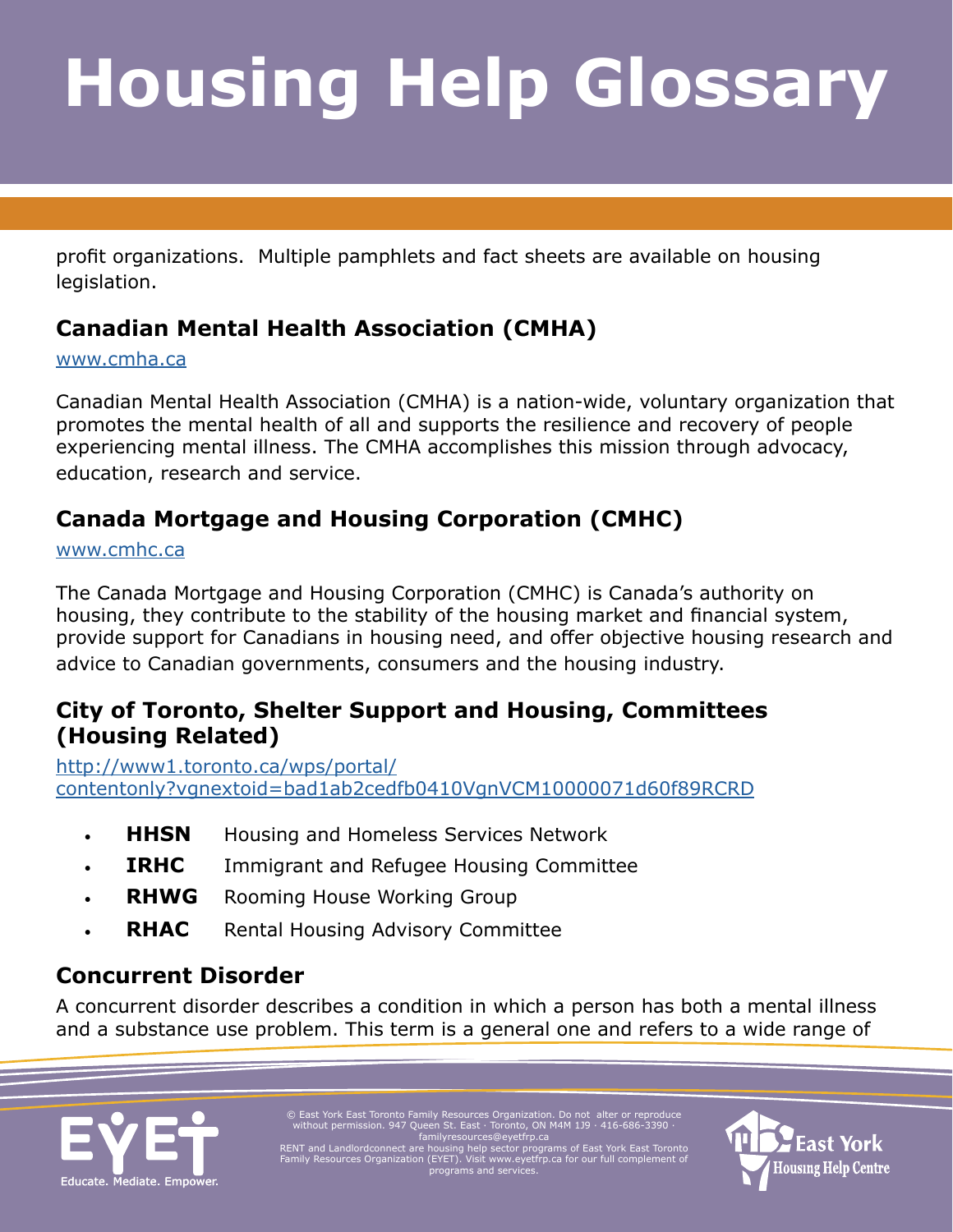profit organizations. Multiple pamphlets and fact sheets are available on housing legislation.

## Canadian Mental Health Association (CMHA)

[www.cmha.ca](http://www.cmha.ca)

Canadian Mental Health Association (CMHA) is a nation-wide, voluntary organization that promotes the mental health of all and supports the resilience and recovery of people experiencing mental illness. The CMHA accomplishes this mission through advocacy, education, research and service.

## Canada Mortgage and Housing Corporation (CMHC)

[www.cmhc.ca](http://www.cmhc.ca)

The Canada Mortgage and Housing Corporation (CMHC) is Canada's authority on housing, they contribute to the stability of the housing market and financial system, provide support for Canadians in housing need, and offer objective housing research and advice to Canadian governments, consumers and the housing industry.

## City of Toronto, Shelter Support and Housing, Committees (Housing Related)

[http://www1.toronto.ca/wps/portal/contentonly?vgnextoid=bad1ab2cedfb0410VgnVCM10000071d60f89RCRD](http://www1.toronto.ca/wps/portal/contentonly?vgnextoid=bad1ab2cedfb0410VgnVCM10000071d60f89RCRD)

- **HHSN** Housing and Homeless Services Network
- **IRHC** Immigrant and Refugee Housing Committee
- **RHWG** Rooming House Working Group
- **RHAC** Rental Housing Advisory Committee

## Concurrent Disorder

A concurrent disorder describes a condition in which a person has both a mental illness and a substance use problem. This term is a general one and refers to a wide range of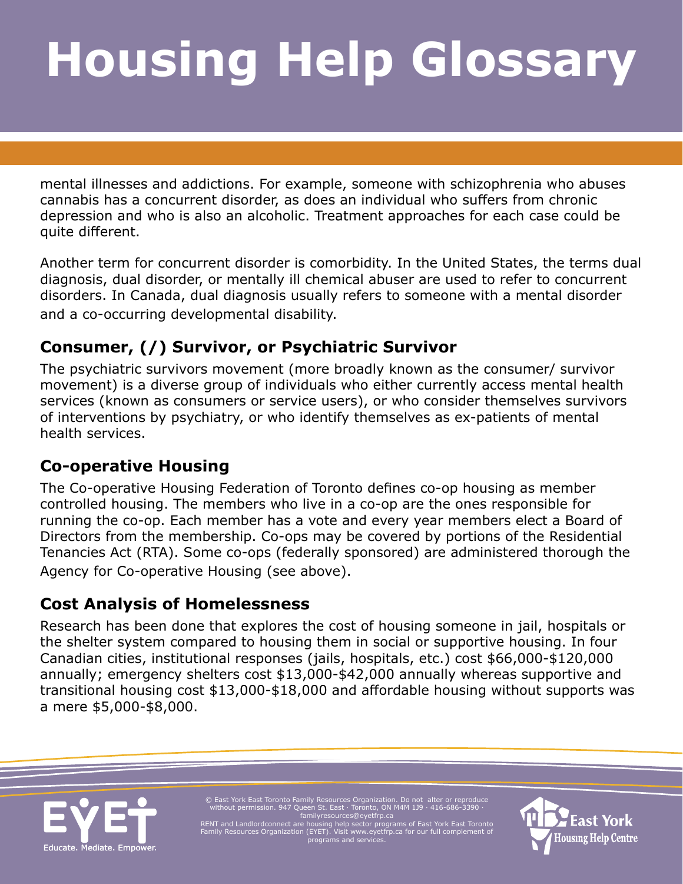mental illnesses and addictions. For example, someone with schizophrenia who abuses cannabis has a concurrent disorder, as does an individual who suffers from chronic depression and who is also an alcoholic. Treatment approaches for each case could be quite different.

Another term for concurrent disorder is comorbidity. In the United States, the terms dual diagnosis, dual disorder, or mentally ill chemical abuser are used to refer to concurrent disorders. In Canada, dual diagnosis usually refers to someone with a mental disorder and a co-occurring developmental disability.

## Consumer, (/) Survivor, or Psychiatric Survivor

The psychiatric survivors movement (more broadly known as the consumer/ survivor movement) is a diverse group of individuals who either currently access mental health services (known as consumers or service users), or who consider themselves survivors of interventions by psychiatry, or who identify themselves as ex-patients of mental health services.

## Co-operative Housing

The Co-operative Housing Federation of Toronto defines co-op housing as member controlled housing. The members who live in a co-op are the ones responsible for running the co-op. Each member has a vote and every year members elect a Board of Directors from the membership. Co-ops may be covered by portions of the Residential Tenancies Act (RTA). Some co-ops (federally sponsored) are administered thorough the Agency for Co-operative Housing (see above).

## Cost Analysis of Homelessness

Research has been done that explores the cost of housing someone in jail, hospitals or the shelter system compared to housing them in social or supportive housing. In four Canadian cities, institutional responses (jails, hospitals, etc.) cost $66,000-$120,000 annually; emergency shelters cost $13,000-$42,000 annually whereas supportive and transitional housing cost $13,000-$18,000 and affordable housing without supports was a mere $5,000-$8,000.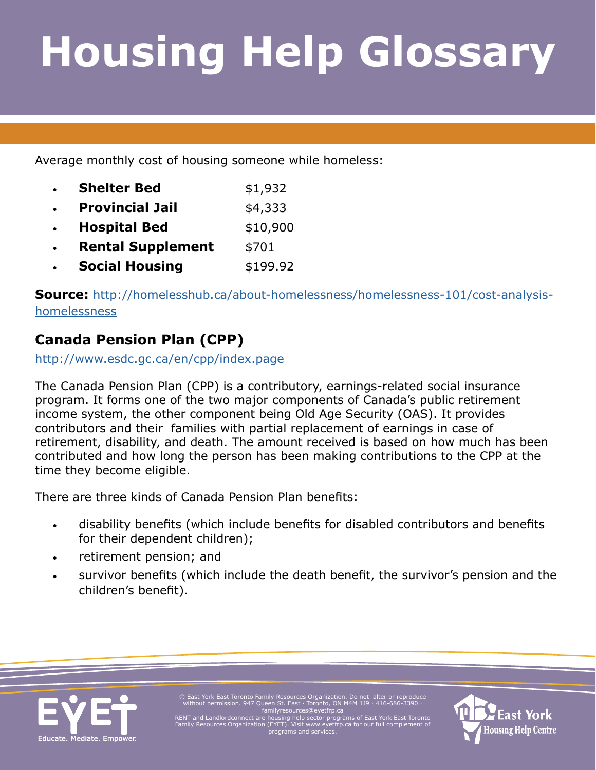# Housing Help Glossary

Average monthly cost of housing someone while homeless:

- **Shelter Bed** $1,932
- **Provincial Jail** $4,333
- **Hospital Bed** $10,900
- **Rental Supplement** $701
- **Social Housing** $199.92

**Source:** http://homelesshub.ca/about-homelessness/homelessness-101/cost-analysis-homelessness

## Canada Pension Plan (CPP)

http://www.esdc.gc.ca/en/cpp/index.page

The Canada Pension Plan (CPP) is a contributory, earnings-related social insurance program. It forms one of the two major components of Canada's public retirement income system, the other component being Old Age Security (OAS). It provides contributors and their families with partial replacement of earnings in case of retirement, disability, and death. The amount received is based on how much has been contributed and how long the person has been making contributions to the CPP at the time they become eligible.

There are three kinds of Canada Pension Plan benefits:

- disability benefits (which include benefits for disabled contributors and benefits for their dependent children);
- retirement pension; and
- survivor benefits (which include the death benefit, the survivor's pension and the children's benefit).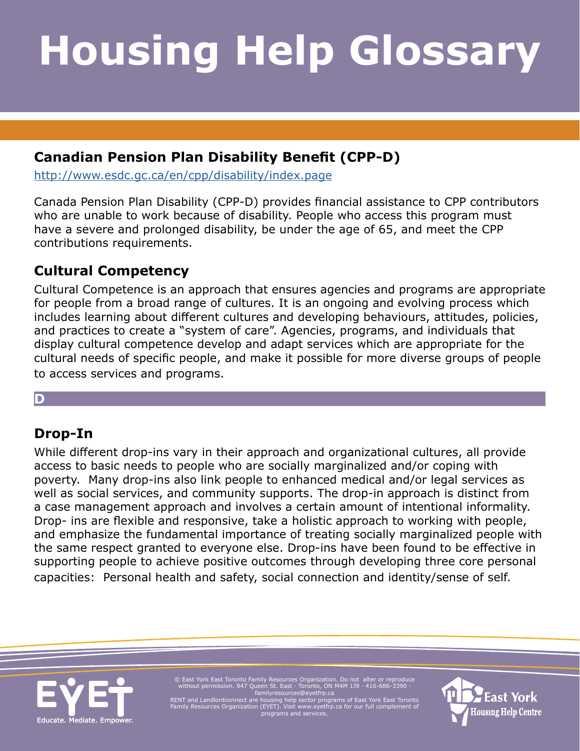# Housing Help Glossary

### Canadian Pension Plan Disability Benefit (CPP-D)

http://www.esdc.gc.ca/en/cpp/disability/index.page

Canada Pension Plan Disability (CPP-D) provides financial assistance to CPP contributors who are unable to work because of disability. People who access this program must have a severe and prolonged disability, be under the age of 65, and meet the CPP contributions requirements.

### Cultural Competency

Cultural Competence is an approach that ensures agencies and programs are appropriate for people from a broad range of cultures. It is an ongoing and evolving process which includes learning about different cultures and developing behaviours, attitudes, policies, and practices to create a "system of care". Agencies, programs, and individuals that display cultural competence develop and adapt services which are appropriate for the cultural needs of specific people, and make it possible for more diverse groups of people to access services and programs.

## D

### Drop-In

While different drop-ins vary in their approach and organizational cultures, all provide access to basic needs to people who are socially marginalized and/or coping with poverty. Many drop-ins also link people to enhanced medical and/or legal services as well as social services, and community supports. The drop-in approach is distinct from a case management approach and involves a certain amount of intentional informality. Drop- ins are flexible and responsive, take a holistic approach to working with people, and emphasize the fundamental importance of treating socially marginalized people with the same respect granted to everyone else. Drop-ins have been found to be effective in supporting people to achieve positive outcomes through developing three core personal capacities: Personal health and safety, social connection and identity/sense of self.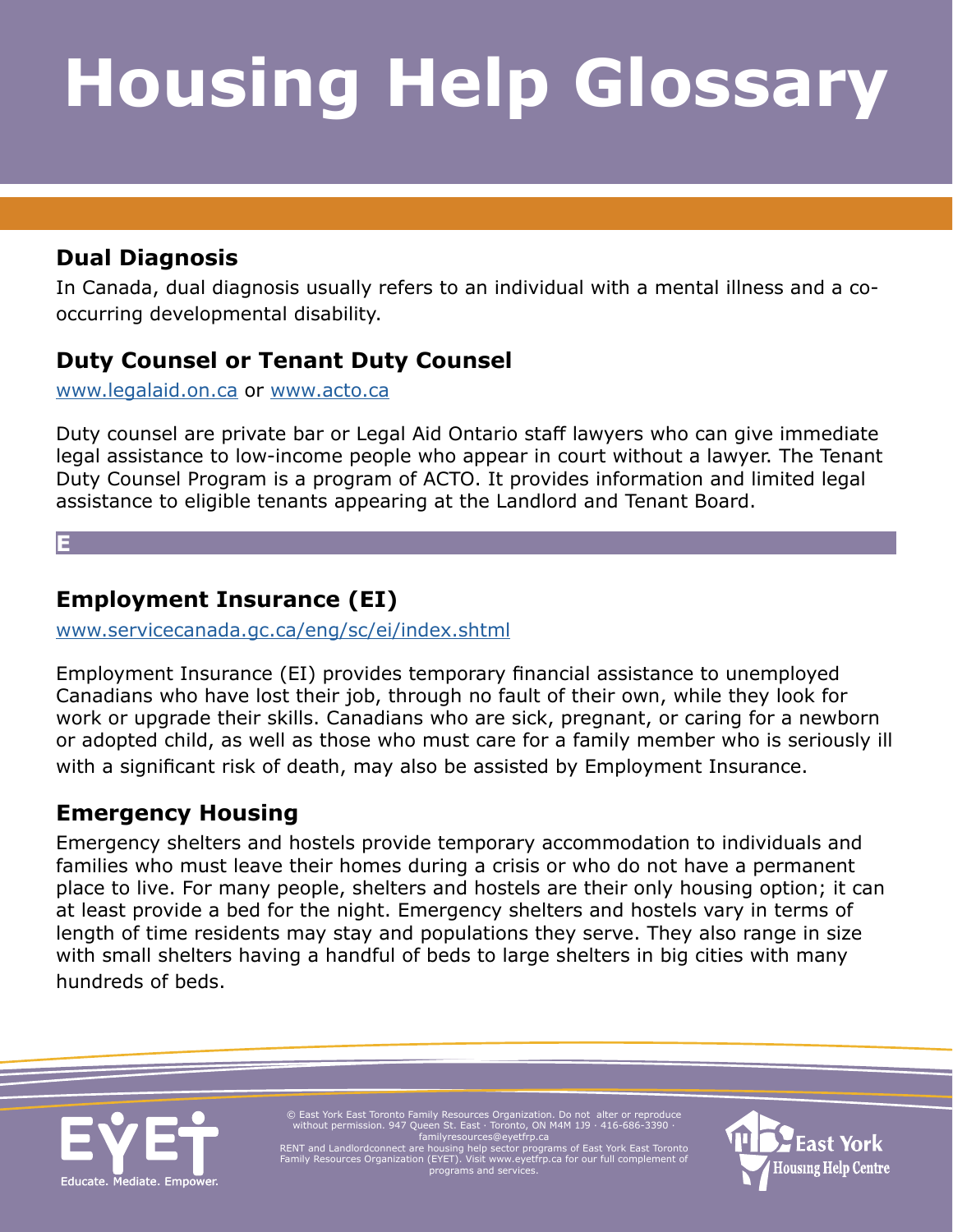# Housing Help Glossary

### Dual Diagnosis

In Canada, dual diagnosis usually refers to an individual with a mental illness and a co-occurring developmental disability.

### Duty Counsel or Tenant Duty Counsel

www.legalaid.on.ca or www.acto.ca

Duty counsel are private bar or Legal Aid Ontario staff lawyers who can give immediate legal assistance to low-income people who appear in court without a lawyer. The Tenant Duty Counsel Program is a program of ACTO. It provides information and limited legal assistance to eligible tenants appearing at the Landlord and Tenant Board.

## E

### Employment Insurance (EI)

www.servicecanada.gc.ca/eng/sc/ei/index.shtml

Employment Insurance (EI) provides temporary financial assistance to unemployed Canadians who have lost their job, through no fault of their own, while they look for work or upgrade their skills. Canadians who are sick, pregnant, or caring for a newborn or adopted child, as well as those who must care for a family member who is seriously ill with a significant risk of death, may also be assisted by Employment Insurance.

### Emergency Housing

Emergency shelters and hostels provide temporary accommodation to individuals and families who must leave their homes during a crisis or who do not have a permanent place to live. For many people, shelters and hostels are their only housing option; it can at least provide a bed for the night. Emergency shelters and hostels vary in terms of length of time residents may stay and populations they serve. They also range in size with small shelters having a handful of beds to large shelters in big cities with many hundreds of beds.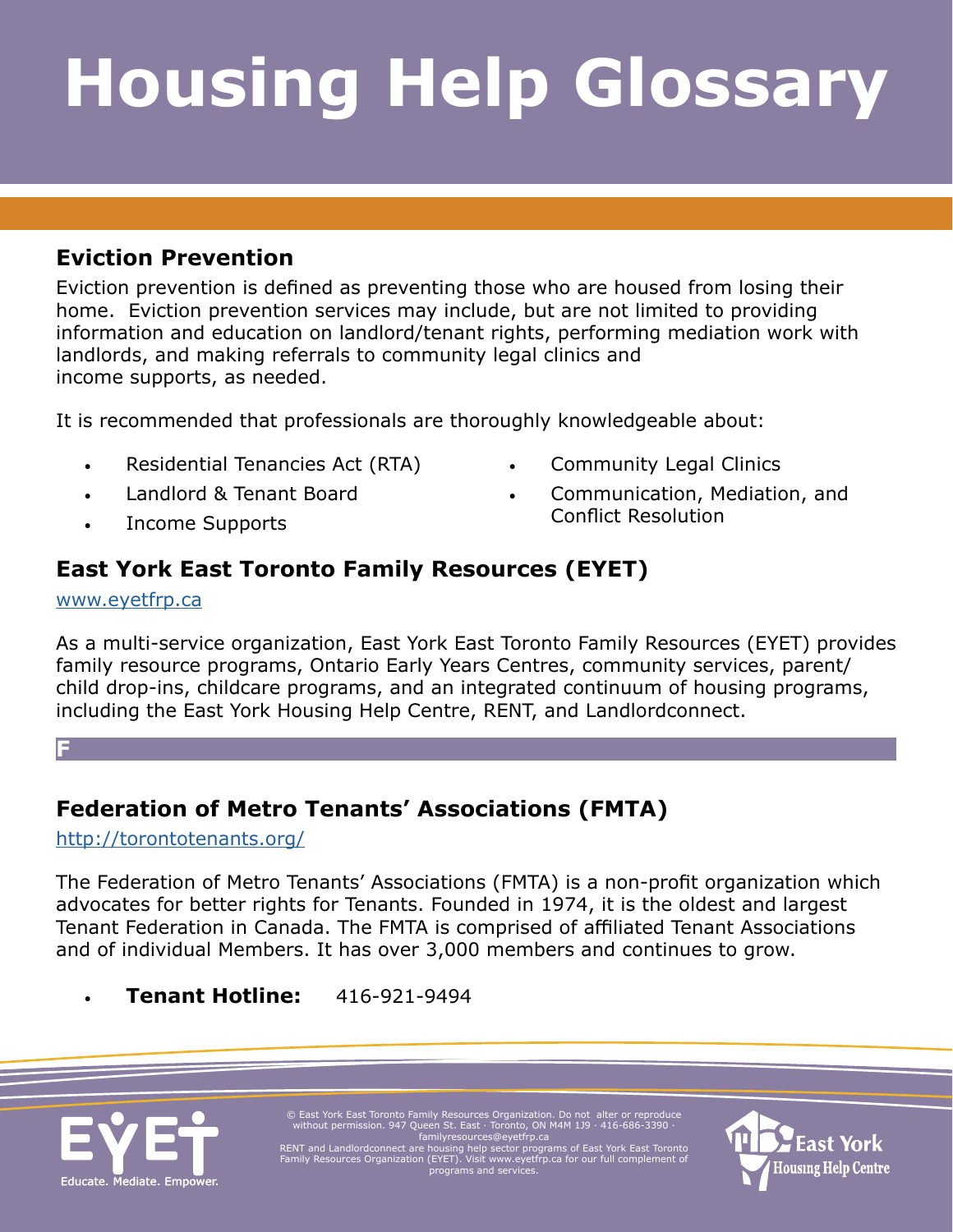# Housing Help Glossary

## Eviction Prevention

Eviction prevention is defined as preventing those who are housed from losing their home. Eviction prevention services may include, but are not limited to providing information and education on landlord/tenant rights, performing mediation work with landlords, and making referrals to community legal clinics and income supports, as needed.

It is recommended that professionals are thoroughly knowledgeable about:

- Residential Tenancies Act (RTA)
- Landlord & Tenant Board
- Income Supports
- Community Legal Clinics
- Communication, Mediation, and Conflict Resolution

## East York East Toronto Family Resources (EYET)

www.eyetfrp.ca

As a multi-service organization, East York East Toronto Family Resources (EYET) provides family resource programs, Ontario Early Years Centres, community services, parent/child drop-ins, childcare programs, and an integrated continuum of housing programs, including the East York Housing Help Centre, RENT, and Landlordconnect.

**F**

## Federation of Metro Tenants' Associations (FMTA)

http://torontotenants.org/

The Federation of Metro Tenants' Associations (FMTA) is a non-profit organization which advocates for better rights for Tenants. Founded in 1974, it is the oldest and largest Tenant Federation in Canada. The FMTA is comprised of affiliated Tenant Associations and of individual Members. It has over 3,000 members and continues to grow.

- **Tenant Hotline:** 416-921-9494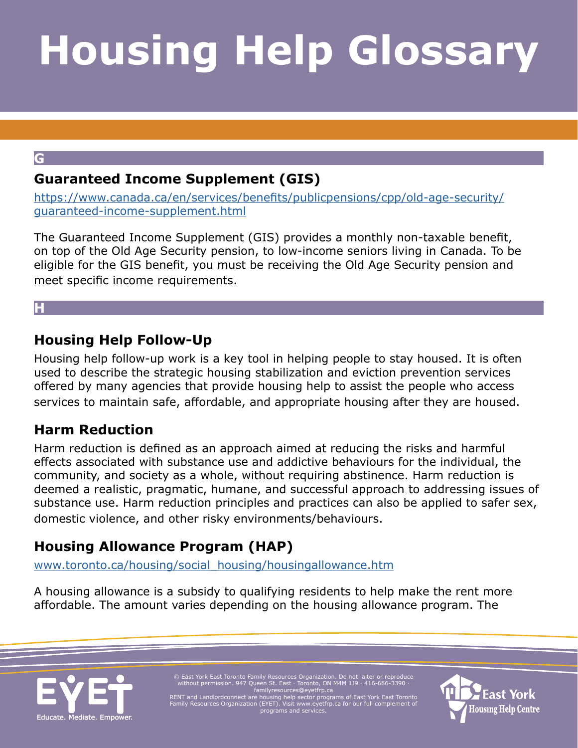# Housing Help Glossary

## G

### Guaranteed Income Supplement (GIS)

https://www.canada.ca/en/services/benefits/publicpensions/cpp/old-age-security/guaranteed-income-supplement.html

The Guaranteed Income Supplement (GIS) provides a monthly non-taxable benefit, on top of the Old Age Security pension, to low-income seniors living in Canada. To be eligible for the GIS benefit, you must be receiving the Old Age Security pension and meet specific income requirements.

## H

### Housing Help Follow-Up

Housing help follow-up work is a key tool in helping people to stay housed. It is often used to describe the strategic housing stabilization and eviction prevention services offered by many agencies that provide housing help to assist the people who access services to maintain safe, affordable, and appropriate housing after they are housed.

### Harm Reduction

Harm reduction is defined as an approach aimed at reducing the risks and harmful effects associated with substance use and addictive behaviours for the individual, the community, and society as a whole, without requiring abstinence. Harm reduction is deemed a realistic, pragmatic, humane, and successful approach to addressing issues of substance use. Harm reduction principles and practices can also be applied to safer sex, domestic violence, and other risky environments/behaviours.

### Housing Allowance Program (HAP)

www.toronto.ca/housing/social_housing/housingallowance.htm

A housing allowance is a subsidy to qualifying residents to help make the rent more affordable. The amount varies depending on the housing allowance program. The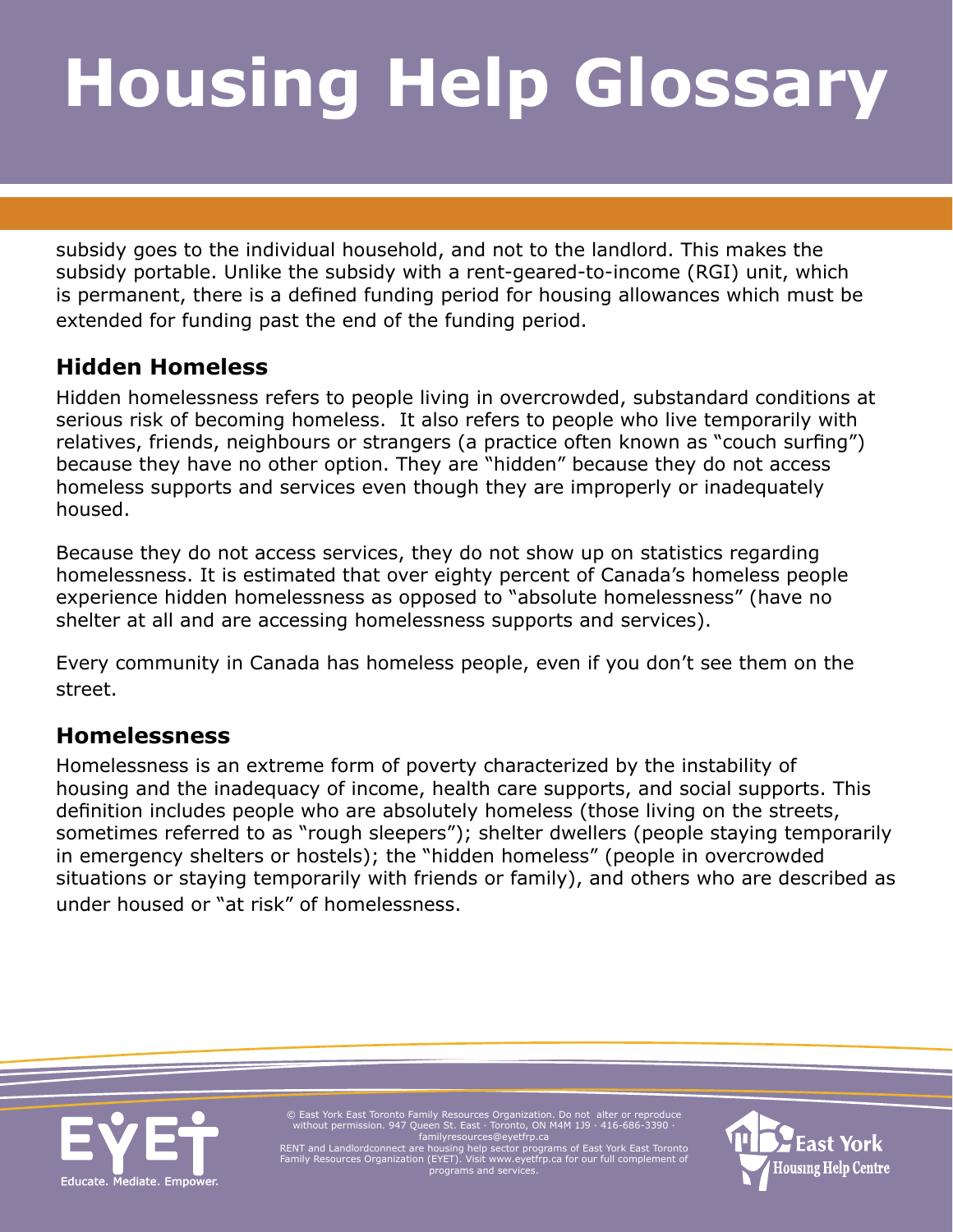subsidy goes to the individual household, and not to the landlord. This makes the subsidy portable. Unlike the subsidy with a rent-geared-to-income (RGI) unit, which is permanent, there is a defined funding period for housing allowances which must be extended for funding past the end of the funding period.

## Hidden Homeless

Hidden homelessness refers to people living in overcrowded, substandard conditions at serious risk of becoming homeless. It also refers to people who live temporarily with relatives, friends, neighbours or strangers (a practice often known as "couch surfing") because they have no other option. They are "hidden" because they do not access homeless supports and services even though they are improperly or inadequately housed.

Because they do not access services, they do not show up on statistics regarding homelessness. It is estimated that over eighty percent of Canada's homeless people experience hidden homelessness as opposed to "absolute homelessness" (have no shelter at all and are accessing homelessness supports and services).

Every community in Canada has homeless people, even if you don't see them on the street.

## Homelessness

Homelessness is an extreme form of poverty characterized by the instability of housing and the inadequacy of income, health care supports, and social supports. This definition includes people who are absolutely homeless (those living on the streets, sometimes referred to as "rough sleepers"); shelter dwellers (people staying temporarily in emergency shelters or hostels); the "hidden homeless" (people in overcrowded situations or staying temporarily with friends or family), and others who are described as under housed or "at risk" of homelessness.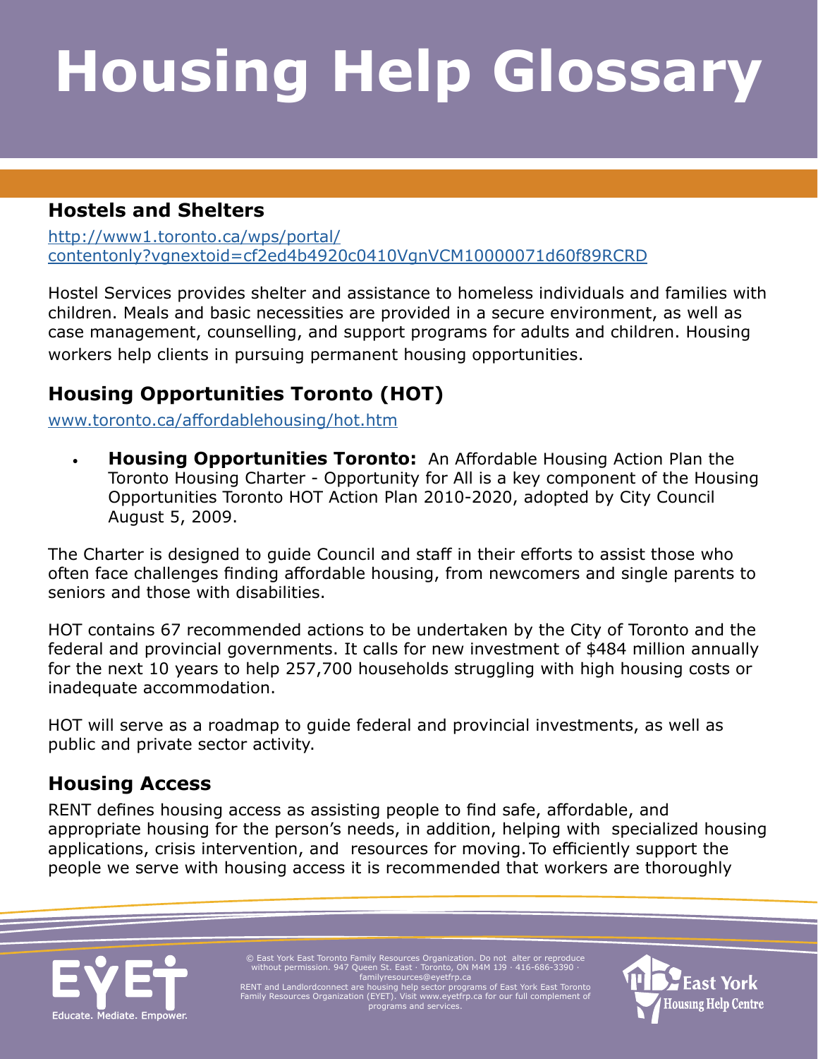# Housing Help Glossary

## Hostels and Shelters

http://www1.toronto.ca/wps/portal/contentonly?vgnextoid=cf2ed4b4920c0410VgnVCM10000071d60f89RCRD

Hostel Services provides shelter and assistance to homeless individuals and families with children. Meals and basic necessities are provided in a secure environment, as well as case management, counselling, and support programs for adults and children. Housing workers help clients in pursuing permanent housing opportunities.

## Housing Opportunities Toronto (HOT)

www.toronto.ca/affordablehousing/hot.htm

- **Housing Opportunities Toronto:** An Affordable Housing Action Plan the Toronto Housing Charter - Opportunity for All is a key component of the Housing Opportunities Toronto HOT Action Plan 2010-2020, adopted by City Council August 5, 2009.

The Charter is designed to guide Council and staff in their efforts to assist those who often face challenges finding affordable housing, from newcomers and single parents to seniors and those with disabilities.

HOT contains 67 recommended actions to be undertaken by the City of Toronto and the federal and provincial governments. It calls for new investment of $484 million annually for the next 10 years to help 257,700 households struggling with high housing costs or inadequate accommodation.

HOT will serve as a roadmap to guide federal and provincial investments, as well as public and private sector activity.

## Housing Access

RENT defines housing access as assisting people to find safe, affordable, and appropriate housing for the person's needs, in addition, helping with specialized housing applications, crisis intervention, and resources for moving. To efficiently support the people we serve with housing access it is recommended that workers are thoroughly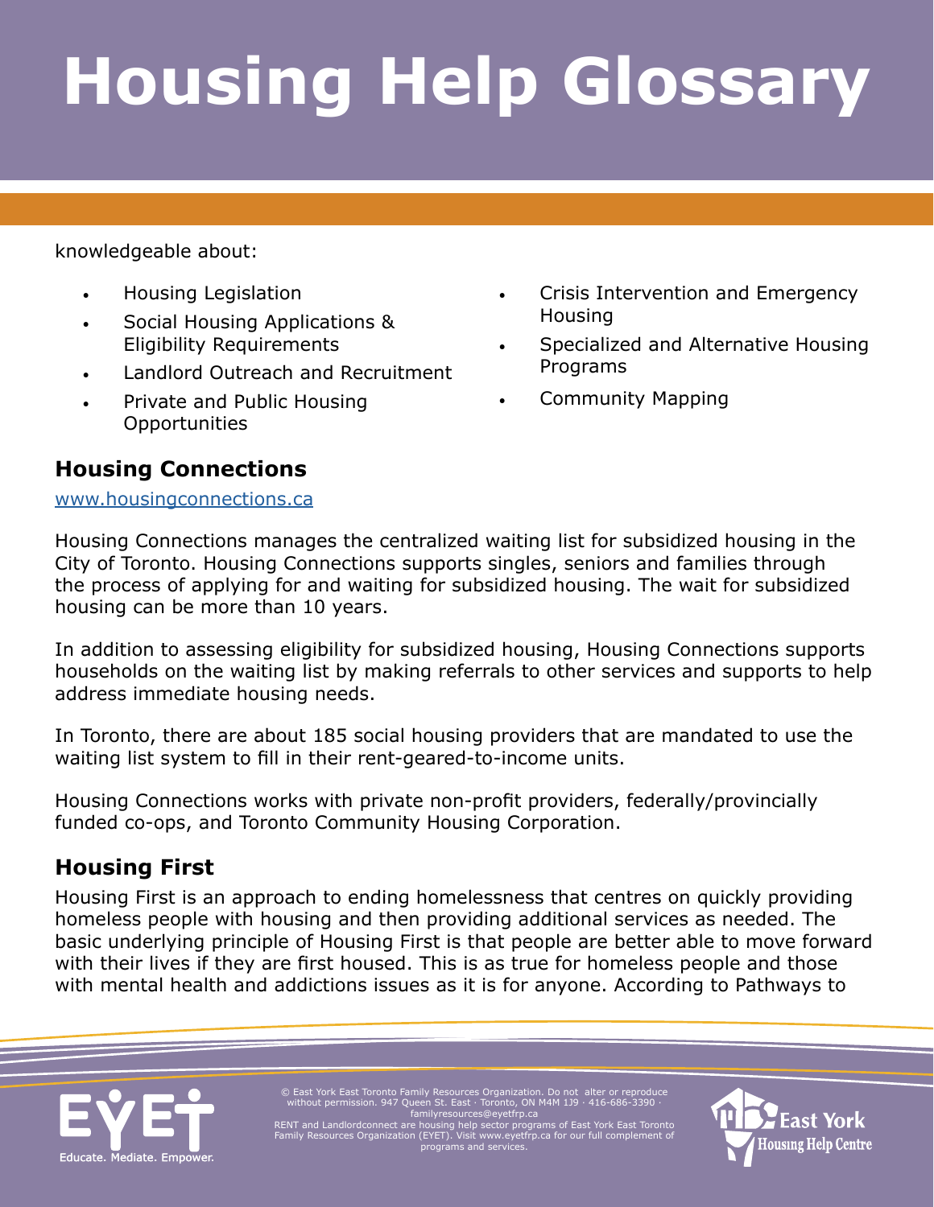knowledgeable about:

- Housing Legislation
- Social Housing Applications & Eligibility Requirements
- Landlord Outreach and Recruitment
- Private and Public Housing Opportunities
- Crisis Intervention and Emergency Housing
- Specialized and Alternative Housing Programs
- Community Mapping

## Housing Connections

www.housingconnections.ca

Housing Connections manages the centralized waiting list for subsidized housing in the City of Toronto. Housing Connections supports singles, seniors and families through the process of applying for and waiting for subsidized housing. The wait for subsidized housing can be more than 10 years.

In addition to assessing eligibility for subsidized housing, Housing Connections supports households on the waiting list by making referrals to other services and supports to help address immediate housing needs.

In Toronto, there are about 185 social housing providers that are mandated to use the waiting list system to fill in their rent-geared-to-income units.

Housing Connections works with private non-profit providers, federally/provincially funded co-ops, and Toronto Community Housing Corporation.

## Housing First

Housing First is an approach to ending homelessness that centres on quickly providing homeless people with housing and then providing additional services as needed. The basic underlying principle of Housing First is that people are better able to move forward with their lives if they are first housed. This is as true for homeless people and those with mental health and addictions issues as it is for anyone. According to Pathways to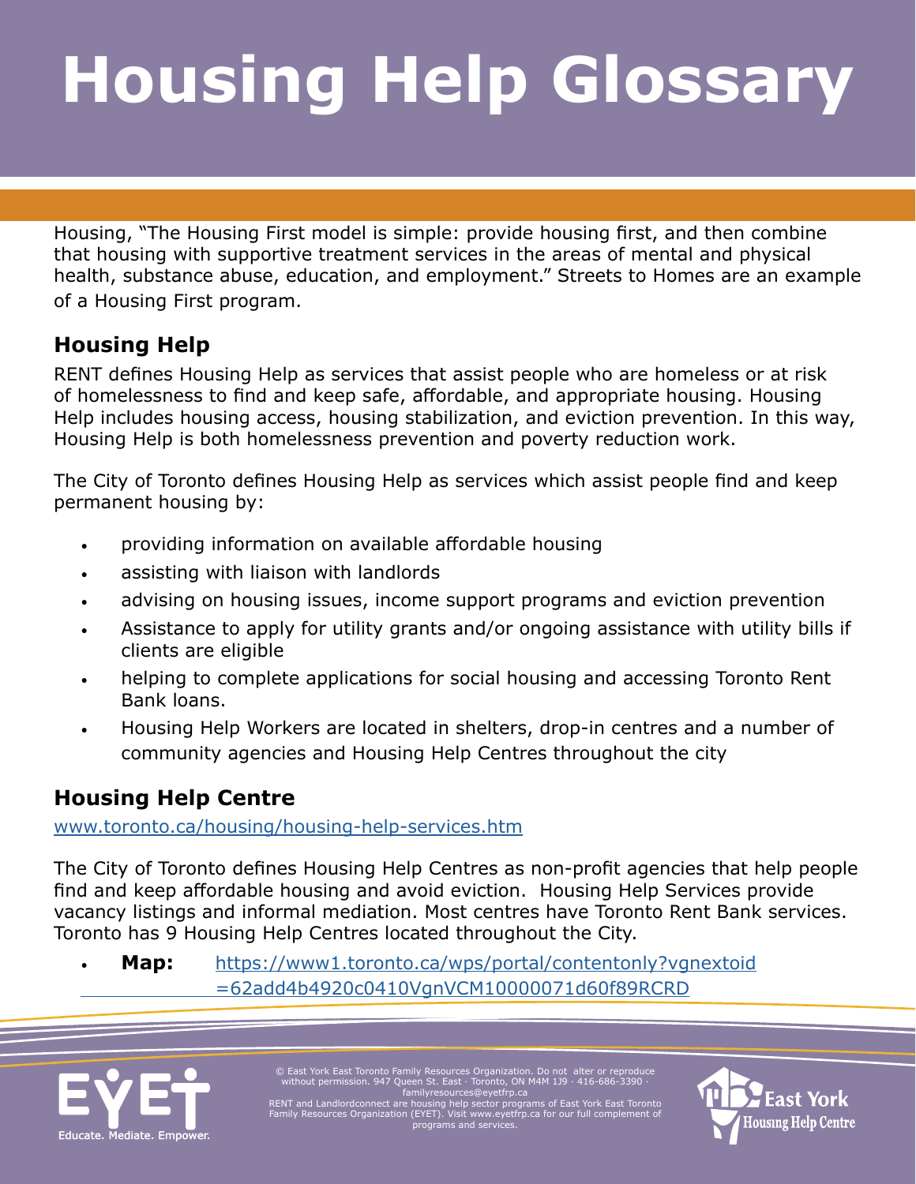# Housing Help Glossary

Housing, "The Housing First model is simple: provide housing first, and then combine that housing with supportive treatment services in the areas of mental and physical health, substance abuse, education, and employment." Streets to Homes are an example of a Housing First program.

## Housing Help

RENT defines Housing Help as services that assist people who are homeless or at risk of homelessness to find and keep safe, affordable, and appropriate housing. Housing Help includes housing access, housing stabilization, and eviction prevention. In this way, Housing Help is both homelessness prevention and poverty reduction work.

The City of Toronto defines Housing Help as services which assist people find and keep permanent housing by:

- providing information on available affordable housing
- assisting with liaison with landlords
- advising on housing issues, income support programs and eviction prevention
- Assistance to apply for utility grants and/or ongoing assistance with utility bills if clients are eligible
- helping to complete applications for social housing and accessing Toronto Rent Bank loans.
- Housing Help Workers are located in shelters, drop-in centres and a number of community agencies and Housing Help Centres throughout the city

## Housing Help Centre

www.toronto.ca/housing/housing-help-services.htm

The City of Toronto defines Housing Help Centres as non-profit agencies that help people find and keep affordable housing and avoid eviction. Housing Help Services provide vacancy listings and informal mediation. Most centres have Toronto Rent Bank services. Toronto has 9 Housing Help Centres located throughout the City.

- **Map:** https://www1.toronto.ca/wps/portal/contentonly?vgnextoid=62add4b4920c0410VgnVCM10000071d60f89RCRD

© East York East Toronto Family Resources Organization. Do not alter or reproduce without permission. 947 Queen St. East · Toronto, ON M4M 1J9 · 416-686-3390 · familyresources@eyetfrp.ca
RENT and Landlordconnect are housing help sector programs of East York East Toronto Family Resources Organization (EYET). Visit www.eyetfrp.ca for our full complement of programs and services.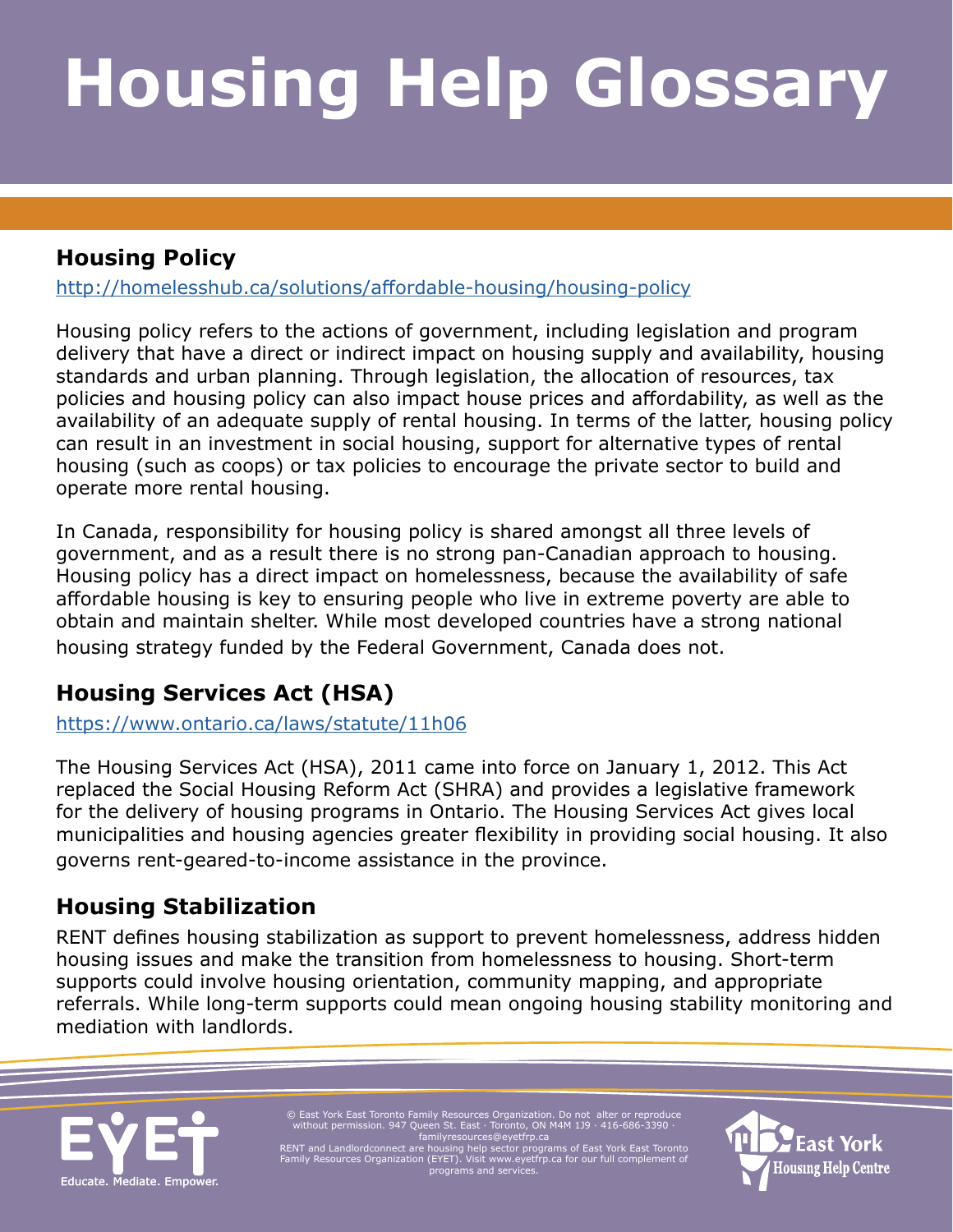# Housing Help Glossary

## Housing Policy

http://homelesshub.ca/solutions/affordable-housing/housing-policy

Housing policy refers to the actions of government, including legislation and program delivery that have a direct or indirect impact on housing supply and availability, housing standards and urban planning. Through legislation, the allocation of resources, tax policies and housing policy can also impact house prices and affordability, as well as the availability of an adequate supply of rental housing. In terms of the latter, housing policy can result in an investment in social housing, support for alternative types of rental housing (such as coops) or tax policies to encourage the private sector to build and operate more rental housing.

In Canada, responsibility for housing policy is shared amongst all three levels of government, and as a result there is no strong pan-Canadian approach to housing. Housing policy has a direct impact on homelessness, because the availability of safe affordable housing is key to ensuring people who live in extreme poverty are able to obtain and maintain shelter. While most developed countries have a strong national housing strategy funded by the Federal Government, Canada does not.

## Housing Services Act (HSA)

https://www.ontario.ca/laws/statute/11h06

The Housing Services Act (HSA), 2011 came into force on January 1, 2012. This Act replaced the Social Housing Reform Act (SHRA) and provides a legislative framework for the delivery of housing programs in Ontario. The Housing Services Act gives local municipalities and housing agencies greater flexibility in providing social housing. It also governs rent-geared-to-income assistance in the province.

## Housing Stabilization

RENT defines housing stabilization as support to prevent homelessness, address hidden housing issues and make the transition from homelessness to housing. Short-term supports could involve housing orientation, community mapping, and appropriate referrals. While long-term supports could mean ongoing housing stability monitoring and mediation with landlords.

© East York East Toronto Family Resources Organization. Do not alter or reproduce without permission. 947 Queen St. East · Toronto, ON M4M 1J9 · 416-686-3390 · familyresources@eyetfrp.ca
RENT and Landlordconnect are housing help sector programs of East York East Toronto Family Resources Organization (EYET). Visit www.eyetfrp.ca for our full complement of programs and services.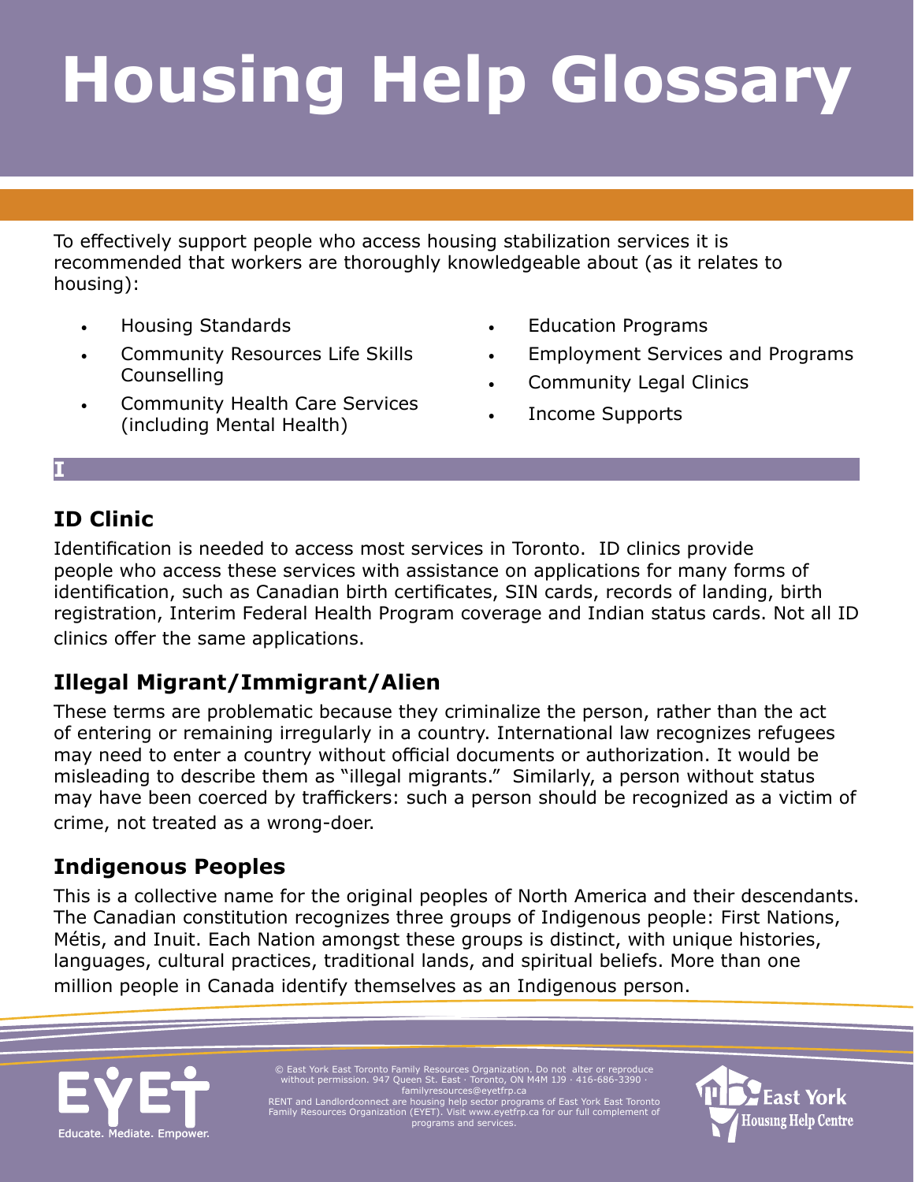# Housing Help Glossary

To effectively support people who access housing stabilization services it is recommended that workers are thoroughly knowledgeable about (as it relates to housing):

- Housing Standards
- Community Resources Life Skills Counselling
- Community Health Care Services (including Mental Health)
- Education Programs
- Employment Services and Programs
- Community Legal Clinics
- Income Supports

## I

### ID Clinic

Identification is needed to access most services in Toronto. ID clinics provide people who access these services with assistance on applications for many forms of identification, such as Canadian birth certificates, SIN cards, records of landing, birth registration, Interim Federal Health Program coverage and Indian status cards. Not all ID clinics offer the same applications.

### Illegal Migrant/Immigrant/Alien

These terms are problematic because they criminalize the person, rather than the act of entering or remaining irregularly in a country. International law recognizes refugees may need to enter a country without official documents or authorization. It would be misleading to describe them as "illegal migrants." Similarly, a person without status may have been coerced by traffickers: such a person should be recognized as a victim of crime, not treated as a wrong-doer.

### Indigenous Peoples

This is a collective name for the original peoples of North America and their descendants. The Canadian constitution recognizes three groups of Indigenous people: First Nations, Métis, and Inuit. Each Nation amongst these groups is distinct, with unique histories, languages, cultural practices, traditional lands, and spiritual beliefs. More than one million people in Canada identify themselves as an Indigenous person.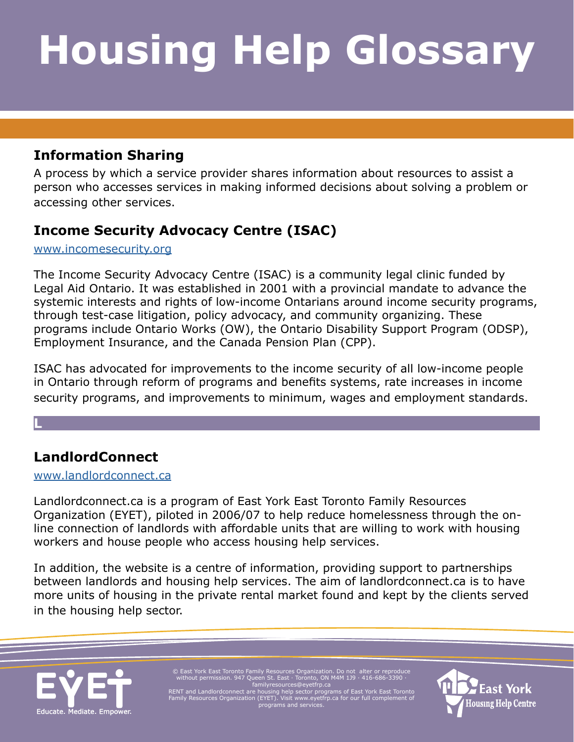# Housing Help Glossary

### Information Sharing

A process by which a service provider shares information about resources to assist a person who accesses services in making informed decisions about solving a problem or accessing other services.

### Income Security Advocacy Centre (ISAC)

www.incomesecurity.org

The Income Security Advocacy Centre (ISAC) is a community legal clinic funded by Legal Aid Ontario. It was established in 2001 with a provincial mandate to advance the systemic interests and rights of low-income Ontarians around income security programs, through test-case litigation, policy advocacy, and community organizing. These programs include Ontario Works (OW), the Ontario Disability Support Program (ODSP), Employment Insurance, and the Canada Pension Plan (CPP).

ISAC has advocated for improvements to the income security of all low-income people in Ontario through reform of programs and benefits systems, rate increases in income security programs, and improvements to minimum, wages and employment standards.

## L

### LandlordConnect

www.landlordconnect.ca

Landlordconnect.ca is a program of East York East Toronto Family Resources Organization (EYET), piloted in 2006/07 to help reduce homelessness through the on-line connection of landlords with affordable units that are willing to work with housing workers and house people who access housing help services.

In addition, the website is a centre of information, providing support to partnerships between landlords and housing help services. The aim of landlordconnect.ca is to have more units of housing in the private rental market found and kept by the clients served in the housing help sector.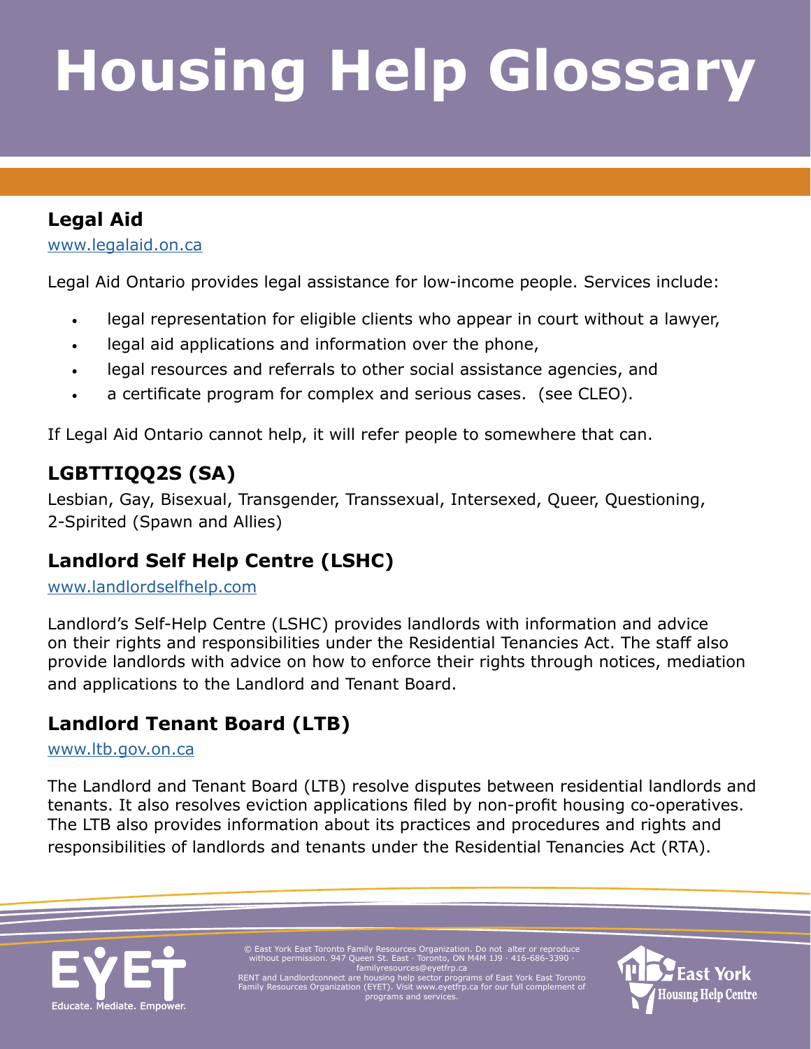# Housing Help Glossary

## Legal Aid

www.legalaid.on.ca

Legal Aid Ontario provides legal assistance for low-income people. Services include:

- legal representation for eligible clients who appear in court without a lawyer,
- legal aid applications and information over the phone,
- legal resources and referrals to other social assistance agencies, and
- a certificate program for complex and serious cases. (see CLEO).

If Legal Aid Ontario cannot help, it will refer people to somewhere that can.

## LGBTTIQQ2S (SA)

Lesbian, Gay, Bisexual, Transgender, Transsexual, Intersexed, Queer, Questioning, 2-Spirited (Spawn and Allies)

## Landlord Self Help Centre (LSHC)

www.landlordselfhelp.com

Landlord's Self-Help Centre (LSHC) provides landlords with information and advice on their rights and responsibilities under the Residential Tenancies Act. The staff also provide landlords with advice on how to enforce their rights through notices, mediation and applications to the Landlord and Tenant Board.

## Landlord Tenant Board (LTB)

www.ltb.gov.on.ca

The Landlord and Tenant Board (LTB) resolve disputes between residential landlords and tenants. It also resolves eviction applications filed by non-profit housing co-operatives. The LTB also provides information about its practices and procedures and rights and responsibilities of landlords and tenants under the Residential Tenancies Act (RTA).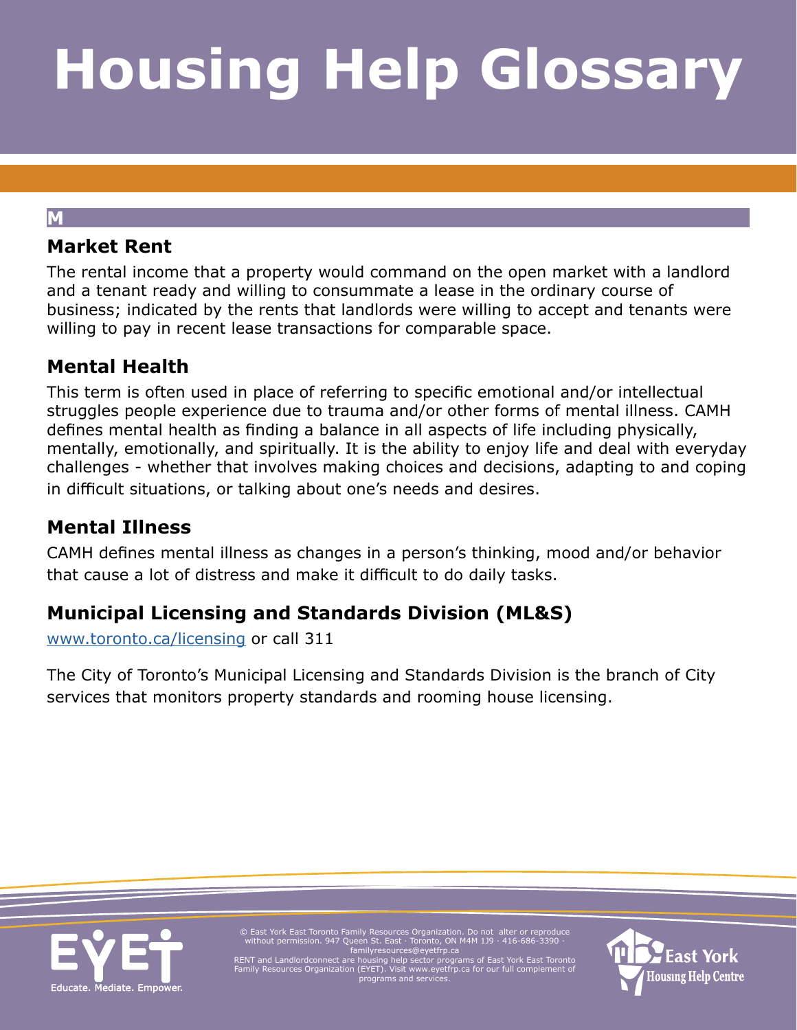# Housing Help Glossary

## M

### Market Rent

The rental income that a property would command on the open market with a landlord and a tenant ready and willing to consummate a lease in the ordinary course of business; indicated by the rents that landlords were willing to accept and tenants were willing to pay in recent lease transactions for comparable space.

### Mental Health

This term is often used in place of referring to specific emotional and/or intellectual struggles people experience due to trauma and/or other forms of mental illness. CAMH defines mental health as finding a balance in all aspects of life including physically, mentally, emotionally, and spiritually. It is the ability to enjoy life and deal with everyday challenges - whether that involves making choices and decisions, adapting to and coping in difficult situations, or talking about one's needs and desires.

### Mental Illness

CAMH defines mental illness as changes in a person's thinking, mood and/or behavior that cause a lot of distress and make it difficult to do daily tasks.

### Municipal Licensing and Standards Division (ML&S)

[www.toronto.ca/licensing](http://www.toronto.ca/licensing) or call 311

The City of Toronto's Municipal Licensing and Standards Division is the branch of City services that monitors property standards and rooming house licensing.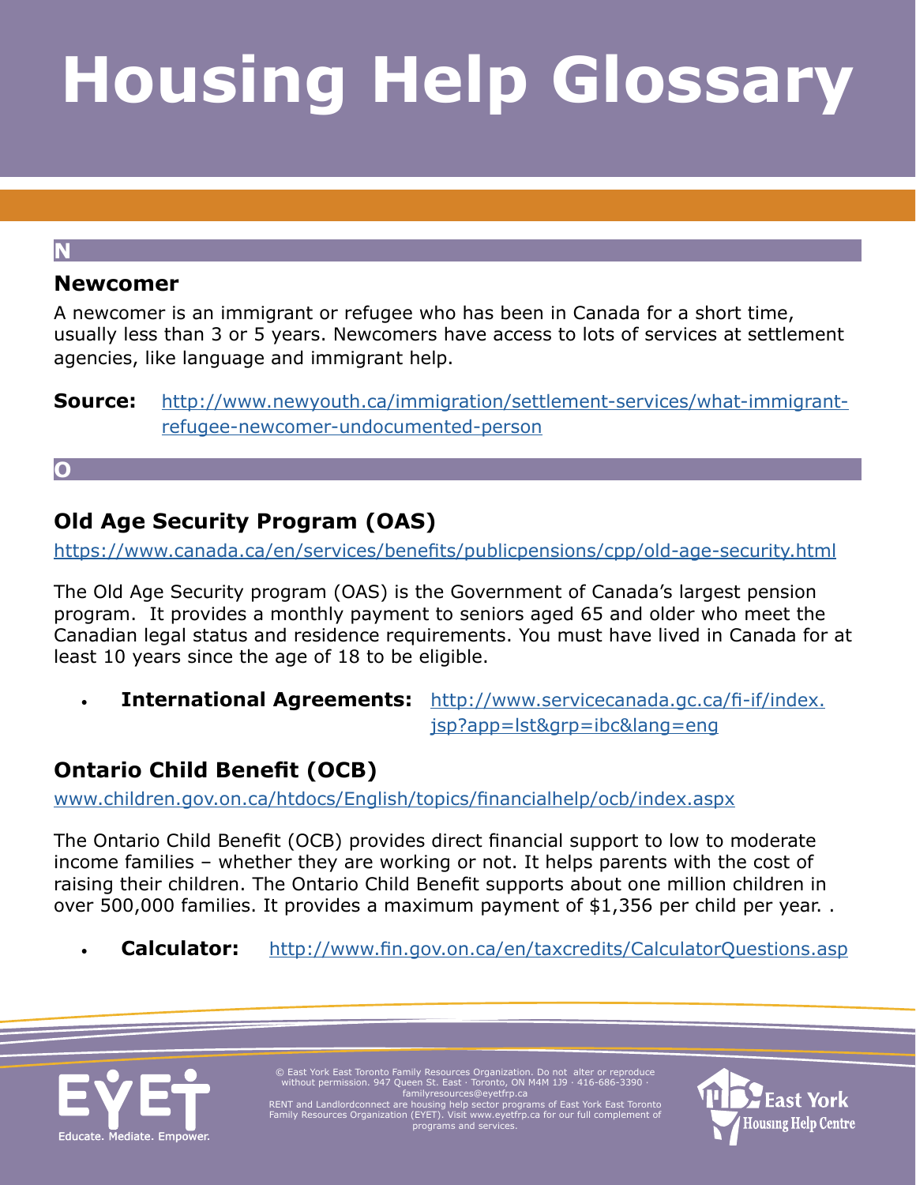# Housing Help Glossary

## N

### Newcomer

A newcomer is an immigrant or refugee who has been in Canada for a short time, usually less than 3 or 5 years. Newcomers have access to lots of services at settlement agencies, like language and immigrant help.

**Source:** http://www.newyouth.ca/immigration/settlement-services/what-immigrant-refugee-newcomer-undocumented-person

## O

### Old Age Security Program (OAS)

https://www.canada.ca/en/services/benefits/publicpensions/cpp/old-age-security.html

The Old Age Security program (OAS) is the Government of Canada's largest pension program. It provides a monthly payment to seniors aged 65 and older who meet the Canadian legal status and residence requirements. You must have lived in Canada for at least 10 years since the age of 18 to be eligible.

- **International Agreements:** http://www.servicecanada.gc.ca/fi-if/index.jsp?app=lst&grp=ibc&lang=eng

### Ontario Child Benefit (OCB)

www.children.gov.on.ca/htdocs/English/topics/financialhelp/ocb/index.aspx

The Ontario Child Benefit (OCB) provides direct financial support to low to moderate income families – whether they are working or not. It helps parents with the cost of raising their children. The Ontario Child Benefit supports about one million children in over 500,000 families. It provides a maximum payment of $1,356 per child per year. .

- **Calculator:** http://www.fin.gov.on.ca/en/taxcredits/CalculatorQuestions.asp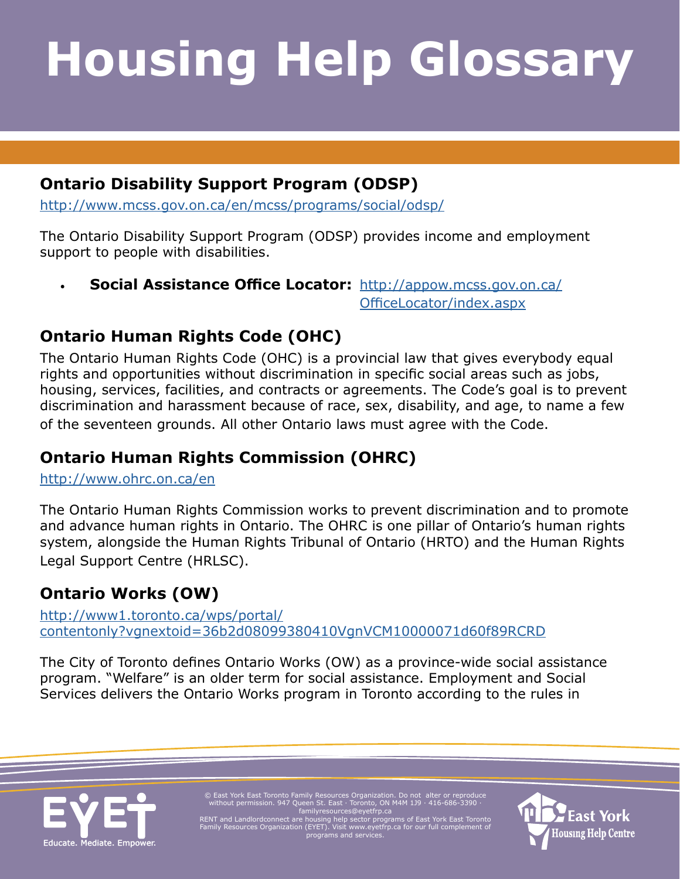# Housing Help Glossary

## Ontario Disability Support Program (ODSP)

http://www.mcss.gov.on.ca/en/mcss/programs/social/odsp/

The Ontario Disability Support Program (ODSP) provides income and employment support to people with disabilities.

- **Social Assistance Office Locator:** http://appow.mcss.gov.on.ca/OfficeLocator/index.aspx

## Ontario Human Rights Code (OHC)

The Ontario Human Rights Code (OHC) is a provincial law that gives everybody equal rights and opportunities without discrimination in specific social areas such as jobs, housing, services, facilities, and contracts or agreements. The Code's goal is to prevent discrimination and harassment because of race, sex, disability, and age, to name a few of the seventeen grounds. All other Ontario laws must agree with the Code.

## Ontario Human Rights Commission (OHRC)

http://www.ohrc.on.ca/en

The Ontario Human Rights Commission works to prevent discrimination and to promote and advance human rights in Ontario. The OHRC is one pillar of Ontario's human rights system, alongside the Human Rights Tribunal of Ontario (HRTO) and the Human Rights Legal Support Centre (HRLSC).

## Ontario Works (OW)

http://www1.toronto.ca/wps/portal/contentonly?vgnextoid=36b2d08099380410VgnVCM10000071d60f89RCRD

The City of Toronto defines Ontario Works (OW) as a province-wide social assistance program. "Welfare" is an older term for social assistance. Employment and Social Services delivers the Ontario Works program in Toronto according to the rules in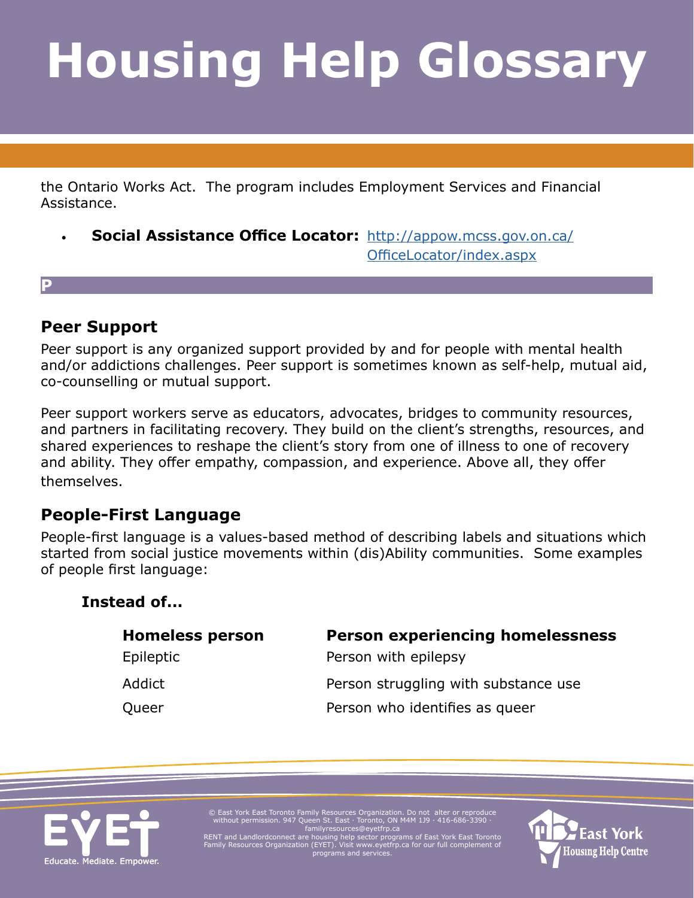the Ontario Works Act. The program includes Employment Services and Financial Assistance.

- **Social Assistance Office Locator:** [http://appow.mcss.gov.on.ca/OfficeLocator/index.aspx](http://appow.mcss.gov.on.ca/OfficeLocator/index.aspx)

## P

### Peer Support

Peer support is any organized support provided by and for people with mental health and/or addictions challenges. Peer support is sometimes known as self-help, mutual aid, co-counselling or mutual support.

Peer support workers serve as educators, advocates, bridges to community resources, and partners in facilitating recovery. They build on the client's strengths, resources, and shared experiences to reshape the client's story from one of illness to one of recovery and ability. They offer empathy, compassion, and experience. Above all, they offer themselves.

### People-First Language

People-first language is a values-based method of describing labels and situations which started from social justice movements within (dis)Ability communities. Some examples of people first language:

**Instead of...**

| Homeless person | Person experiencing homelessness |
|---|---|
| Epileptic | Person with epilepsy |
| Addict | Person struggling with substance use |
| Queer | Person who identifies as queer |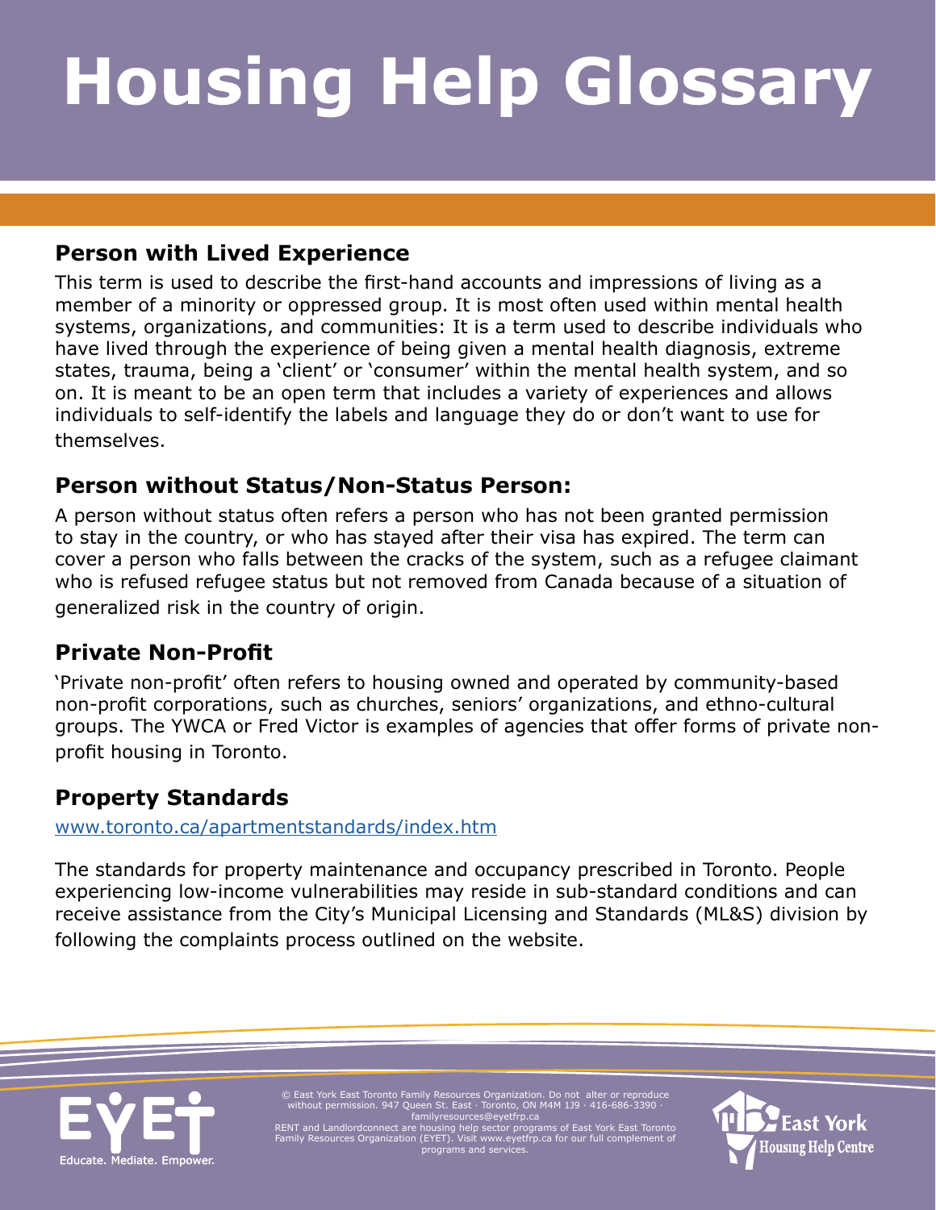# Housing Help Glossary

## Person with Lived Experience

This term is used to describe the first-hand accounts and impressions of living as a member of a minority or oppressed group. It is most often used within mental health systems, organizations, and communities: It is a term used to describe individuals who have lived through the experience of being given a mental health diagnosis, extreme states, trauma, being a 'client' or 'consumer' within the mental health system, and so on. It is meant to be an open term that includes a variety of experiences and allows individuals to self-identify the labels and language they do or don't want to use for themselves.

## Person without Status/Non-Status Person:

A person without status often refers a person who has not been granted permission to stay in the country, or who has stayed after their visa has expired. The term can cover a person who falls between the cracks of the system, such as a refugee claimant who is refused refugee status but not removed from Canada because of a situation of generalized risk in the country of origin.

## Private Non-Profit

'Private non-profit' often refers to housing owned and operated by community-based non-profit corporations, such as churches, seniors' organizations, and ethno-cultural groups. The YWCA or Fred Victor is examples of agencies that offer forms of private non-profit housing in Toronto.

## Property Standards

www.toronto.ca/apartmentstandards/index.htm

The standards for property maintenance and occupancy prescribed in Toronto. People experiencing low-income vulnerabilities may reside in sub-standard conditions and can receive assistance from the City's Municipal Licensing and Standards (ML&S) division by following the complaints process outlined on the website.

EYET Educate. Mediate. Empower.

© East York East Toronto Family Resources Organization. Do not alter or reproduce without permission. 947 Queen St. East · Toronto, ON M4M 1J9 · 416-686-3390 · familyresources@eyetfrp.ca
RENT and Landlordconnect are housing help sector programs of East York East Toronto Family Resources Organization (EYET). Visit www.eyetfrp.ca for our full complement of programs and services.

East York Housing Help Centre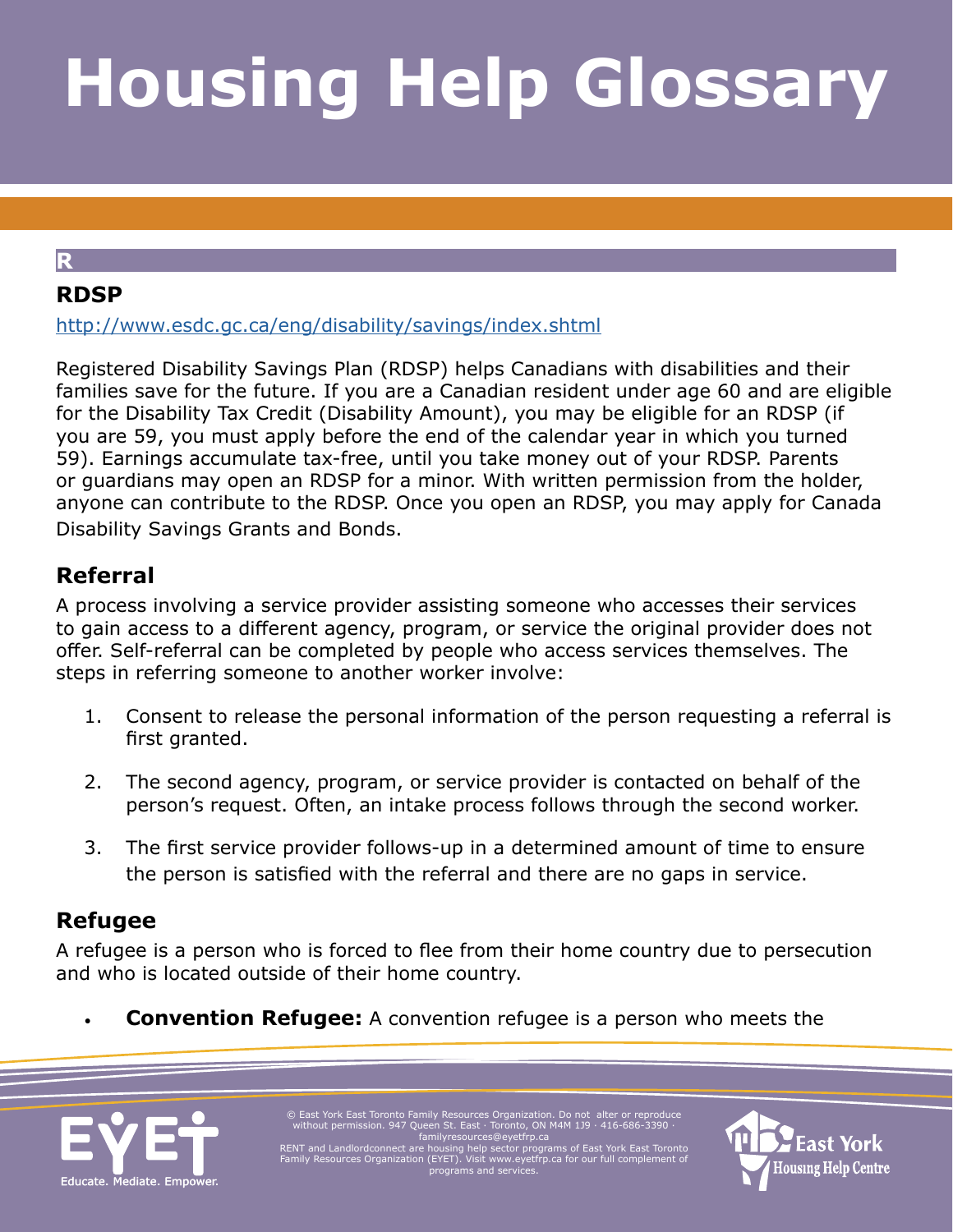# Housing Help Glossary

## R

### RDSP

http://www.esdc.gc.ca/eng/disability/savings/index.shtml

Registered Disability Savings Plan (RDSP) helps Canadians with disabilities and their families save for the future. If you are a Canadian resident under age 60 and are eligible for the Disability Tax Credit (Disability Amount), you may be eligible for an RDSP (if you are 59, you must apply before the end of the calendar year in which you turned 59). Earnings accumulate tax-free, until you take money out of your RDSP. Parents or guardians may open an RDSP for a minor. With written permission from the holder, anyone can contribute to the RDSP. Once you open an RDSP, you may apply for Canada Disability Savings Grants and Bonds.

### Referral

A process involving a service provider assisting someone who accesses their services to gain access to a different agency, program, or service the original provider does not offer. Self-referral can be completed by people who access services themselves. The steps in referring someone to another worker involve:

1. Consent to release the personal information of the person requesting a referral is first granted.
2. The second agency, program, or service provider is contacted on behalf of the person's request. Often, an intake process follows through the second worker.
3. The first service provider follows-up in a determined amount of time to ensure the person is satisfied with the referral and there are no gaps in service.

### Refugee

A refugee is a person who is forced to flee from their home country due to persecution and who is located outside of their home country.

- **Convention Refugee:** A convention refugee is a person who meets the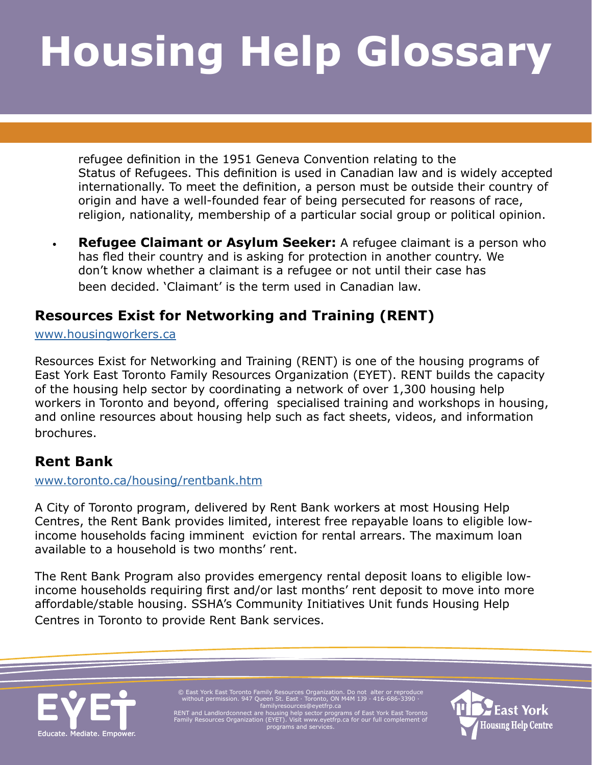refugee definition in the 1951 Geneva Convention relating to the Status of Refugees. This definition is used in Canadian law and is widely accepted internationally. To meet the definition, a person must be outside their country of origin and have a well-founded fear of being persecuted for reasons of race, religion, nationality, membership of a particular social group or political opinion.

- **Refugee Claimant or Asylum Seeker:** A refugee claimant is a person who has fled their country and is asking for protection in another country. We don't know whether a claimant is a refugee or not until their case has been decided. 'Claimant' is the term used in Canadian law.

## Resources Exist for Networking and Training (RENT)

www.housingworkers.ca

Resources Exist for Networking and Training (RENT) is one of the housing programs of East York East Toronto Family Resources Organization (EYET). RENT builds the capacity of the housing help sector by coordinating a network of over 1,300 housing help workers in Toronto and beyond, offering specialised training and workshops in housing, and online resources about housing help such as fact sheets, videos, and information brochures.

## Rent Bank

www.toronto.ca/housing/rentbank.htm

A City of Toronto program, delivered by Rent Bank workers at most Housing Help Centres, the Rent Bank provides limited, interest free repayable loans to eligible low-income households facing imminent eviction for rental arrears. The maximum loan available to a household is two months' rent.

The Rent Bank Program also provides emergency rental deposit loans to eligible low-income households requiring first and/or last months' rent deposit to move into more affordable/stable housing. SSHA's Community Initiatives Unit funds Housing Help Centres in Toronto to provide Rent Bank services.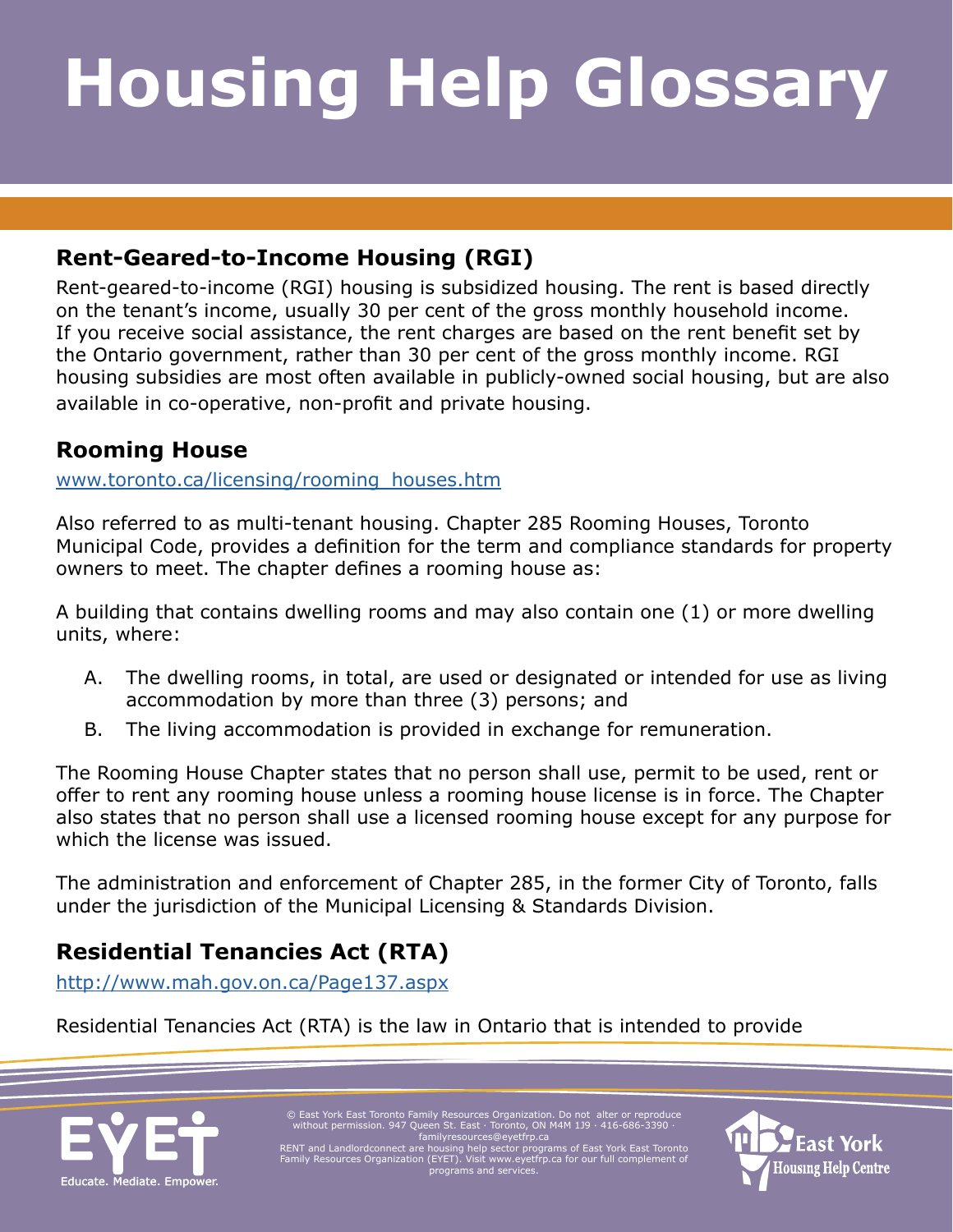# Housing Help Glossary

## Rent-Geared-to-Income Housing (RGI)

Rent-geared-to-income (RGI) housing is subsidized housing. The rent is based directly on the tenant's income, usually 30 per cent of the gross monthly household income. If you receive social assistance, the rent charges are based on the rent benefit set by the Ontario government, rather than 30 per cent of the gross monthly income. RGI housing subsidies are most often available in publicly-owned social housing, but are also available in co-operative, non-profit and private housing.

## Rooming House

www.toronto.ca/licensing/rooming_houses.htm

Also referred to as multi-tenant housing. Chapter 285 Rooming Houses, Toronto Municipal Code, provides a definition for the term and compliance standards for property owners to meet. The chapter defines a rooming house as:

A building that contains dwelling rooms and may also contain one (1) or more dwelling units, where:

A. The dwelling rooms, in total, are used or designated or intended for use as living accommodation by more than three (3) persons; and
B. The living accommodation is provided in exchange for remuneration.

The Rooming House Chapter states that no person shall use, permit to be used, rent or offer to rent any rooming house unless a rooming house license is in force. The Chapter also states that no person shall use a licensed rooming house except for any purpose for which the license was issued.

The administration and enforcement of Chapter 285, in the former City of Toronto, falls under the jurisdiction of the Municipal Licensing & Standards Division.

## Residential Tenancies Act (RTA)

http://www.mah.gov.on.ca/Page137.aspx

Residential Tenancies Act (RTA) is the law in Ontario that is intended to provide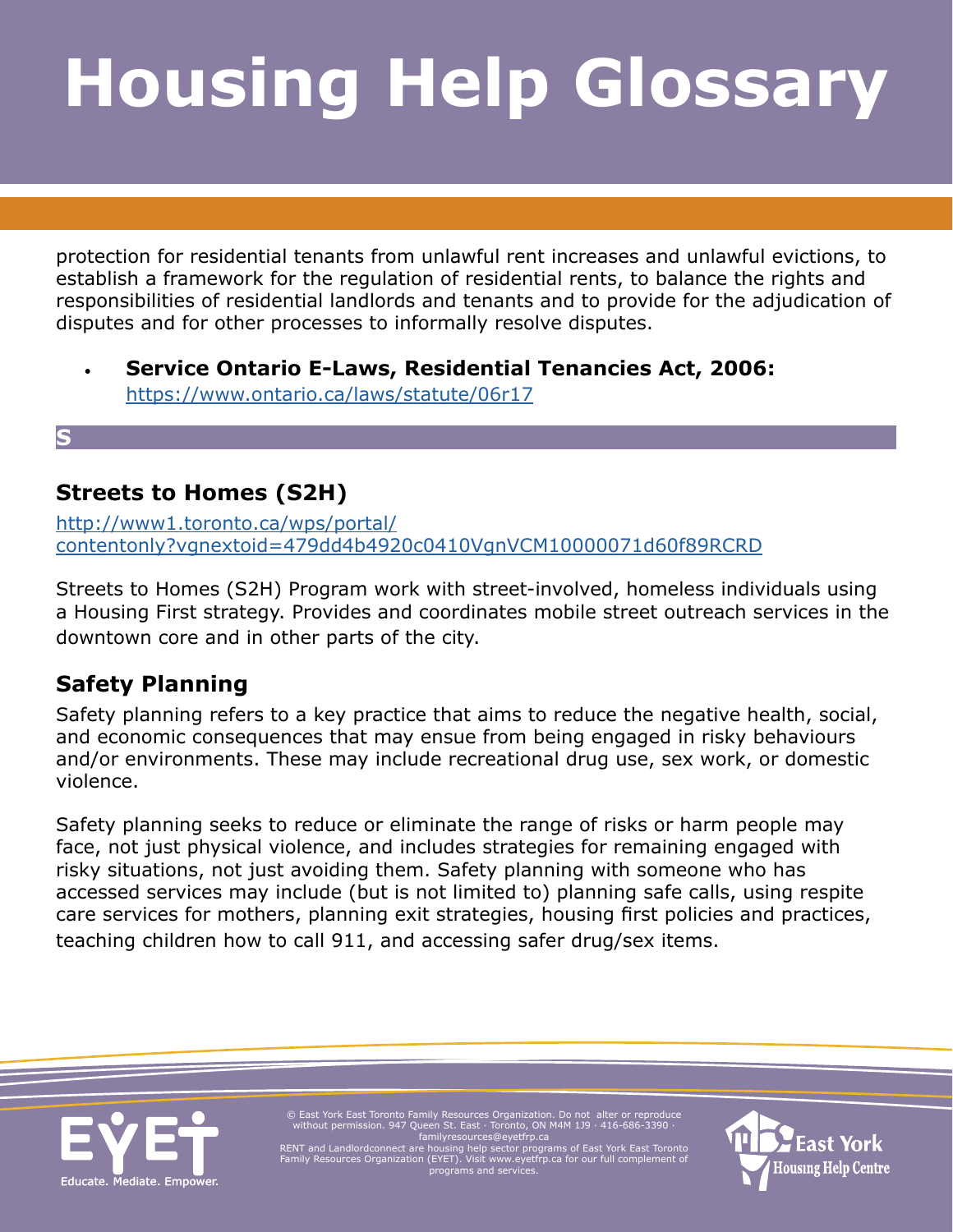protection for residential tenants from unlawful rent increases and unlawful evictions, to establish a framework for the regulation of residential rents, to balance the rights and responsibilities of residential landlords and tenants and to provide for the adjudication of disputes and for other processes to informally resolve disputes.

- **Service Ontario E-Laws, Residential Tenancies Act, 2006:** https://www.ontario.ca/laws/statute/06r17

## S

### Streets to Homes (S2H)

http://www1.toronto.ca/wps/portal/contentonly?vgnextoid=479dd4b4920c0410VgnVCM10000071d60f89RCRD

Streets to Homes (S2H) Program work with street-involved, homeless individuals using a Housing First strategy. Provides and coordinates mobile street outreach services in the downtown core and in other parts of the city.

### Safety Planning

Safety planning refers to a key practice that aims to reduce the negative health, social, and economic consequences that may ensue from being engaged in risky behaviours and/or environments. These may include recreational drug use, sex work, or domestic violence.

Safety planning seeks to reduce or eliminate the range of risks or harm people may face, not just physical violence, and includes strategies for remaining engaged with risky situations, not just avoiding them. Safety planning with someone who has accessed services may include (but is not limited to) planning safe calls, using respite care services for mothers, planning exit strategies, housing first policies and practices, teaching children how to call 911, and accessing safer drug/sex items.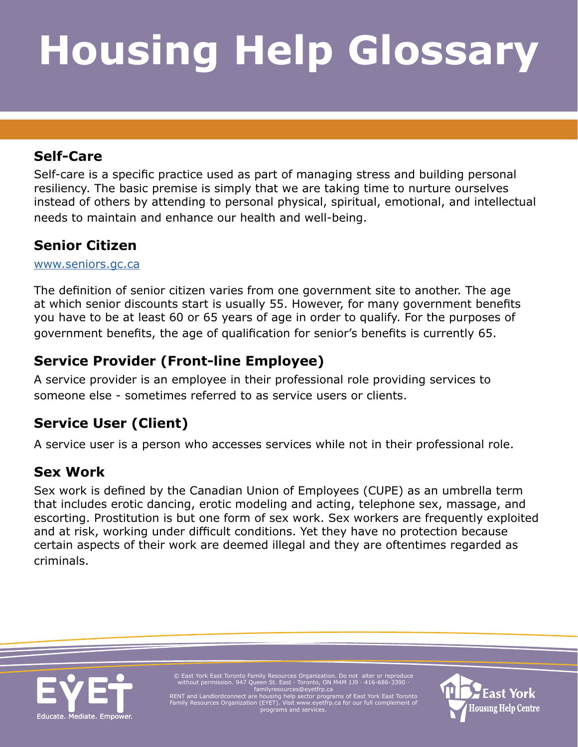# Housing Help Glossary

## Self-Care

Self-care is a specific practice used as part of managing stress and building personal resiliency. The basic premise is simply that we are taking time to nurture ourselves instead of others by attending to personal physical, spiritual, emotional, and intellectual needs to maintain and enhance our health and well-being.

## Senior Citizen

www.seniors.gc.ca

The definition of senior citizen varies from one government site to another. The age at which senior discounts start is usually 55. However, for many government benefits you have to be at least 60 or 65 years of age in order to qualify. For the purposes of government benefits, the age of qualification for senior's benefits is currently 65.

## Service Provider (Front-line Employee)

A service provider is an employee in their professional role providing services to someone else - sometimes referred to as service users or clients.

## Service User (Client)

A service user is a person who accesses services while not in their professional role.

## Sex Work

Sex work is defined by the Canadian Union of Employees (CUPE) as an umbrella term that includes erotic dancing, erotic modeling and acting, telephone sex, massage, and escorting. Prostitution is but one form of sex work. Sex workers are frequently exploited and at risk, working under difficult conditions. Yet they have no protection because certain aspects of their work are deemed illegal and they are oftentimes regarded as criminals.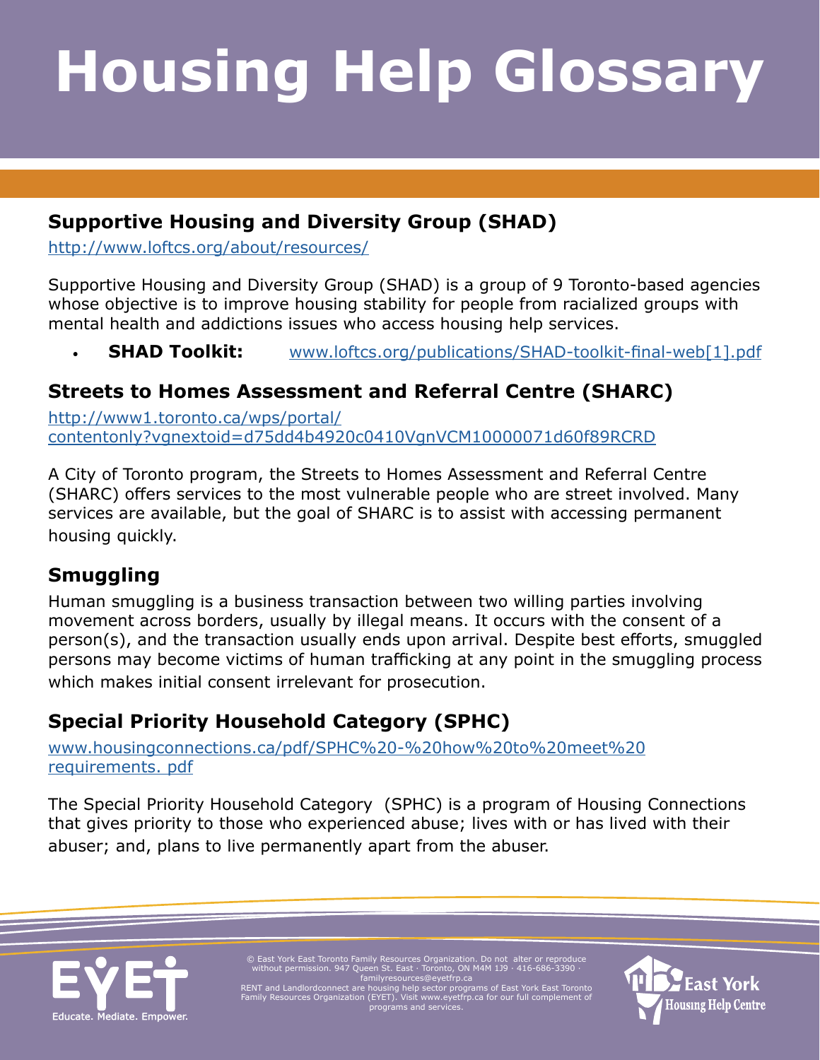# Housing Help Glossary

## Supportive Housing and Diversity Group (SHAD)

http://www.loftcs.org/about/resources/

Supportive Housing and Diversity Group (SHAD) is a group of 9 Toronto-based agencies whose objective is to improve housing stability for people from racialized groups with mental health and addictions issues who access housing help services.

- **SHAD Toolkit:** www.loftcs.org/publications/SHAD-toolkit-final-web[1].pdf

## Streets to Homes Assessment and Referral Centre (SHARC)

http://www1.toronto.ca/wps/portal/contentonly?vgnextoid=d75dd4b4920c0410VgnVCM10000071d60f89RCRD

A City of Toronto program, the Streets to Homes Assessment and Referral Centre (SHARC) offers services to the most vulnerable people who are street involved. Many services are available, but the goal of SHARC is to assist with accessing permanent housing quickly.

## Smuggling

Human smuggling is a business transaction between two willing parties involving movement across borders, usually by illegal means. It occurs with the consent of a person(s), and the transaction usually ends upon arrival. Despite best efforts, smuggled persons may become victims of human trafficking at any point in the smuggling process which makes initial consent irrelevant for prosecution.

## Special Priority Household Category (SPHC)

www.housingconnections.ca/pdf/SPHC%20-%20how%20to%20meet%20requirements. pdf

The Special Priority Household Category (SPHC) is a program of Housing Connections that gives priority to those who experienced abuse; lives with or has lived with their abuser; and, plans to live permanently apart from the abuser.

© East York East Toronto Family Resources Organization. Do not alter or reproduce without permission. 947 Queen St. East · Toronto, ON M4M 1J9 · 416-686-3390 · familyresources@eyetfrp.ca
RENT and Landlordconnect are housing help sector programs of East York East Toronto Family Resources Organization (EYET). Visit www.eyetfrp.ca for our full complement of programs and services.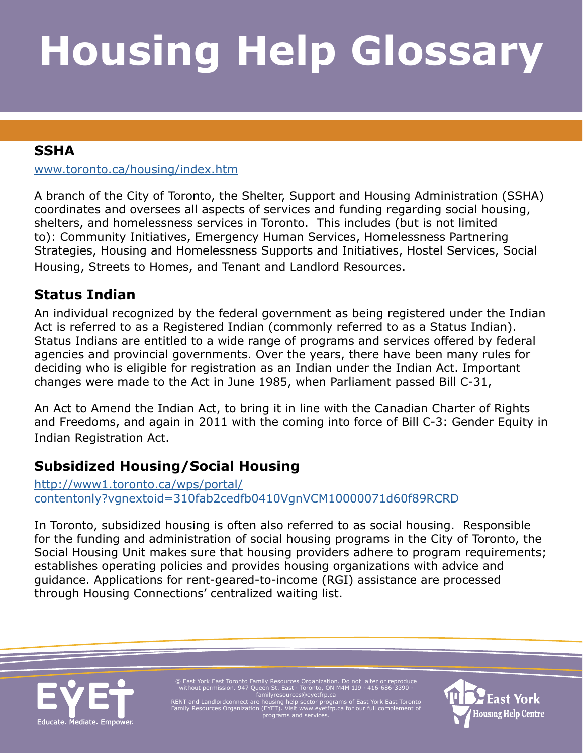# Housing Help Glossary

## SSHA

www.toronto.ca/housing/index.htm

A branch of the City of Toronto, the Shelter, Support and Housing Administration (SSHA) coordinates and oversees all aspects of services and funding regarding social housing, shelters, and homelessness services in Toronto. This includes (but is not limited to): Community Initiatives, Emergency Human Services, Homelessness Partnering Strategies, Housing and Homelessness Supports and Initiatives, Hostel Services, Social Housing, Streets to Homes, and Tenant and Landlord Resources.

## Status Indian

An individual recognized by the federal government as being registered under the Indian Act is referred to as a Registered Indian (commonly referred to as a Status Indian). Status Indians are entitled to a wide range of programs and services offered by federal agencies and provincial governments. Over the years, there have been many rules for deciding who is eligible for registration as an Indian under the Indian Act. Important changes were made to the Act in June 1985, when Parliament passed Bill C-31,

An Act to Amend the Indian Act, to bring it in line with the Canadian Charter of Rights and Freedoms, and again in 2011 with the coming into force of Bill C-3: Gender Equity in Indian Registration Act.

## Subsidized Housing/Social Housing

http://www1.toronto.ca/wps/portal/contentonly?vgnextoid=310fab2cedfb0410VgnVCM10000071d60f89RCRD

In Toronto, subsidized housing is often also referred to as social housing. Responsible for the funding and administration of social housing programs in the City of Toronto, the Social Housing Unit makes sure that housing providers adhere to program requirements; establishes operating policies and provides housing organizations with advice and guidance. Applications for rent-geared-to-income (RGI) assistance are processed through Housing Connections' centralized waiting list.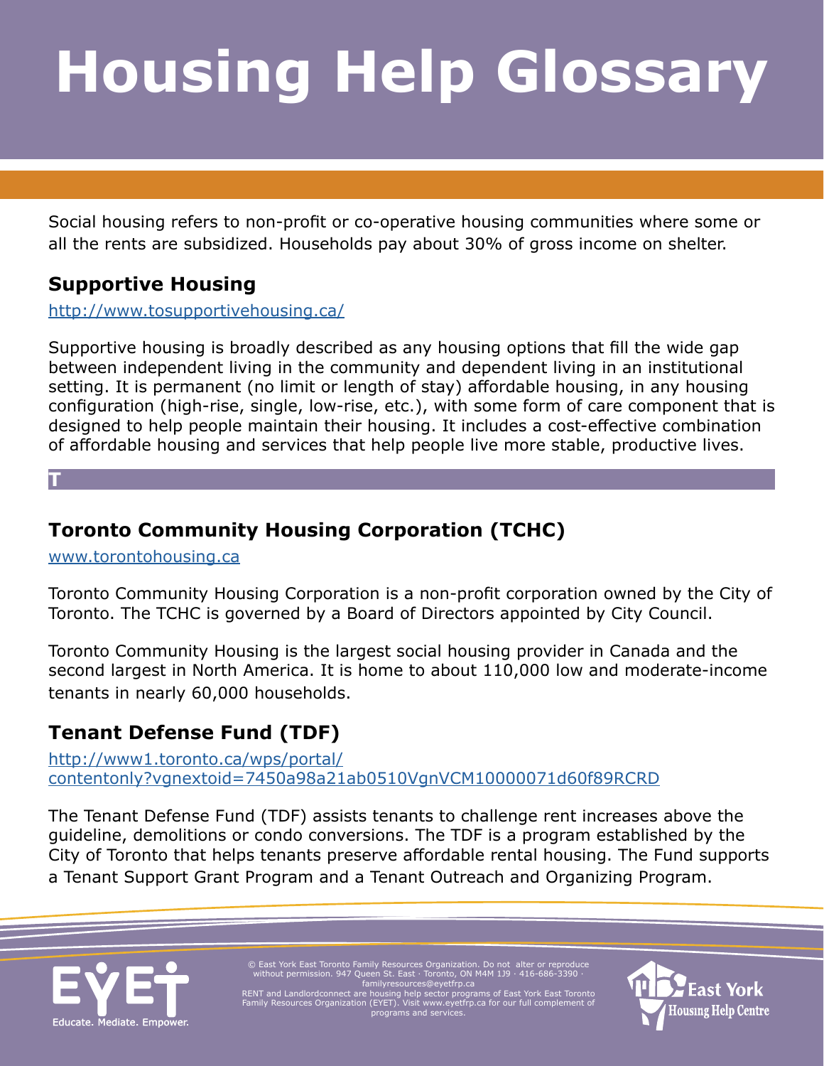# Housing Help Glossary

Social housing refers to non-profit or co-operative housing communities where some or all the rents are subsidized. Households pay about 30% of gross income on shelter.

## Supportive Housing

http://www.tosupportivehousing.ca/

Supportive housing is broadly described as any housing options that fill the wide gap between independent living in the community and dependent living in an institutional setting. It is permanent (no limit or length of stay) affordable housing, in any housing configuration (high-rise, single, low-rise, etc.), with some form of care component that is designed to help people maintain their housing. It includes a cost-effective combination of affordable housing and services that help people live more stable, productive lives.

## T

## Toronto Community Housing Corporation (TCHC)

www.torontohousing.ca

Toronto Community Housing Corporation is a non-profit corporation owned by the City of Toronto. The TCHC is governed by a Board of Directors appointed by City Council.

Toronto Community Housing is the largest social housing provider in Canada and the second largest in North America. It is home to about 110,000 low and moderate-income tenants in nearly 60,000 households.

## Tenant Defense Fund (TDF)

http://www1.toronto.ca/wps/portal/contentonly?vgnextoid=7450a98a21ab0510VgnVCM10000071d60f89RCRD

The Tenant Defense Fund (TDF) assists tenants to challenge rent increases above the guideline, demolitions or condo conversions. The TDF is a program established by the City of Toronto that helps tenants preserve affordable rental housing. The Fund supports a Tenant Support Grant Program and a Tenant Outreach and Organizing Program.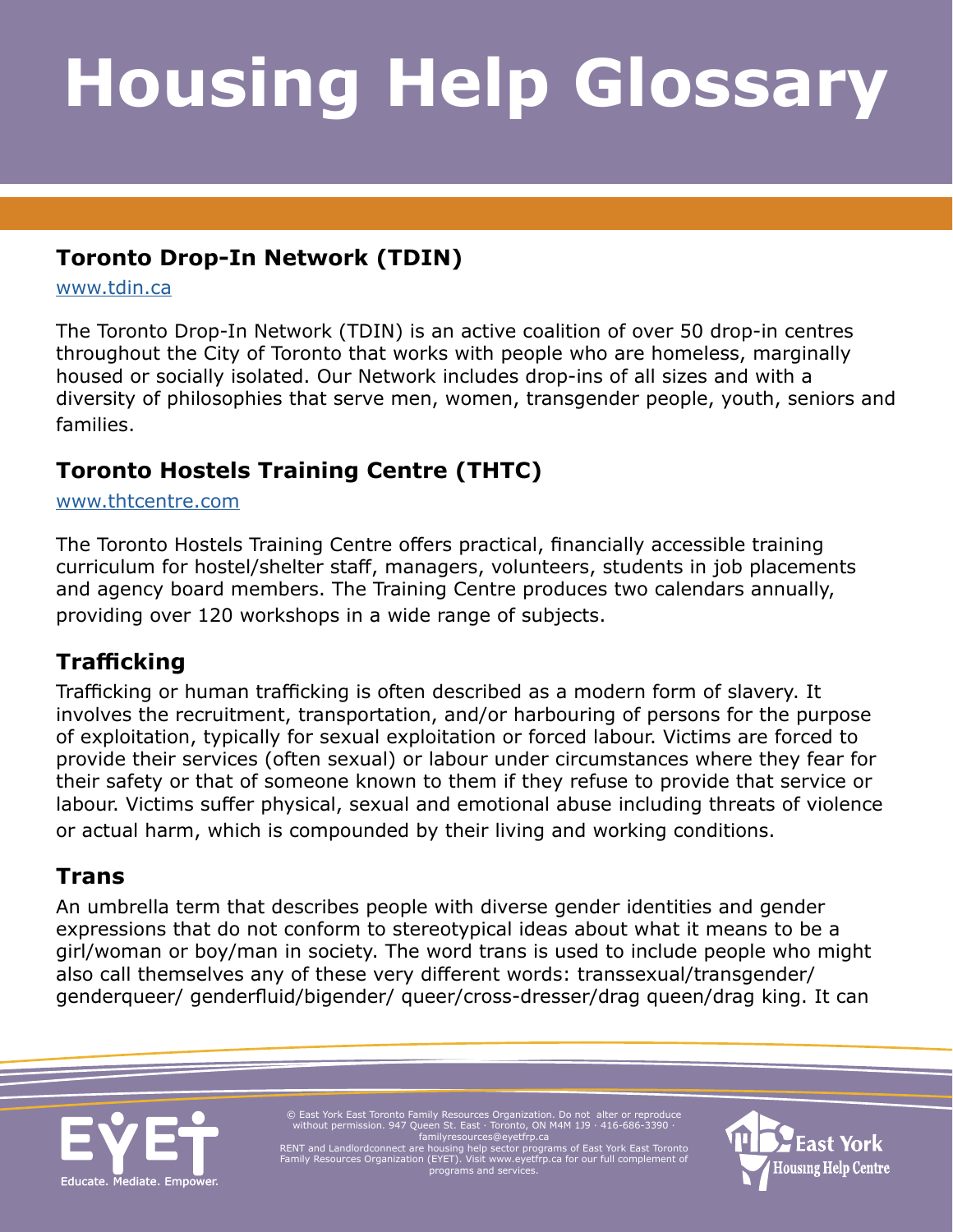# Housing Help Glossary

## Toronto Drop-In Network (TDIN)

[www.tdin.ca](http://www.tdin.ca)

The Toronto Drop-In Network (TDIN) is an active coalition of over 50 drop-in centres throughout the City of Toronto that works with people who are homeless, marginally housed or socially isolated. Our Network includes drop-ins of all sizes and with a diversity of philosophies that serve men, women, transgender people, youth, seniors and families.

## Toronto Hostels Training Centre (THTC)

[www.thtcentre.com](http://www.thtcentre.com)

The Toronto Hostels Training Centre offers practical, financially accessible training curriculum for hostel/shelter staff, managers, volunteers, students in job placements and agency board members. The Training Centre produces two calendars annually, providing over 120 workshops in a wide range of subjects.

## Trafficking

Trafficking or human trafficking is often described as a modern form of slavery. It involves the recruitment, transportation, and/or harbouring of persons for the purpose of exploitation, typically for sexual exploitation or forced labour. Victims are forced to provide their services (often sexual) or labour under circumstances where they fear for their safety or that of someone known to them if they refuse to provide that service or labour. Victims suffer physical, sexual and emotional abuse including threats of violence or actual harm, which is compounded by their living and working conditions.

## Trans

An umbrella term that describes people with diverse gender identities and gender expressions that do not conform to stereotypical ideas about what it means to be a girl/woman or boy/man in society. The word trans is used to include people who might also call themselves any of these very different words: transsexual/transgender/ genderqueer/ genderfluid/bigender/ queer/cross-dresser/drag queen/drag king. It can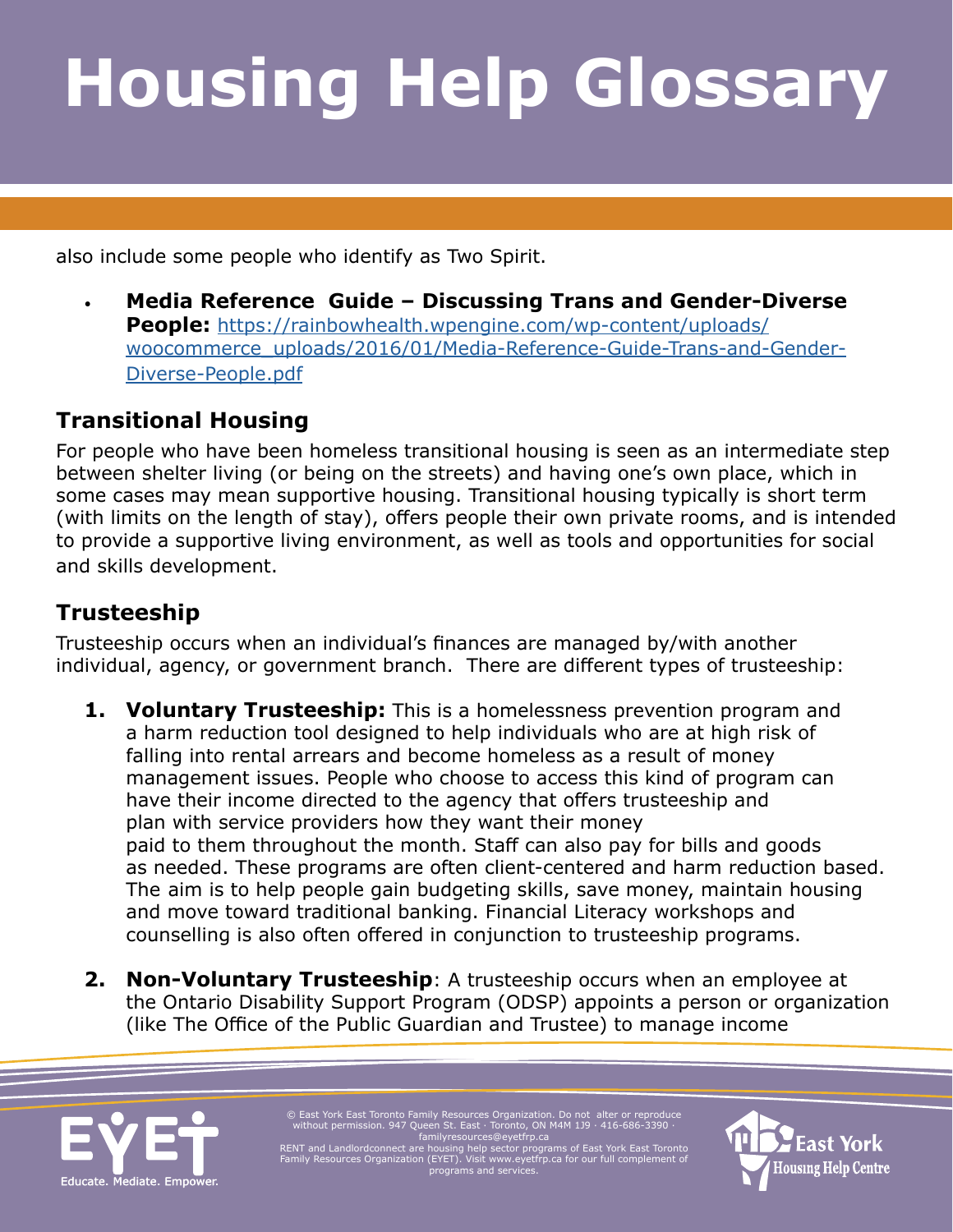also include some people who identify as Two Spirit.

- **Media Reference Guide – Discussing Trans and Gender-Diverse People:** https://rainbowhealth.wpengine.com/wp-content/uploads/woocommerce_uploads/2016/01/Media-Reference-Guide-Trans-and-Gender-Diverse-People.pdf

## Transitional Housing

For people who have been homeless transitional housing is seen as an intermediate step between shelter living (or being on the streets) and having one's own place, which in some cases may mean supportive housing. Transitional housing typically is short term (with limits on the length of stay), offers people their own private rooms, and is intended to provide a supportive living environment, as well as tools and opportunities for social and skills development.

## Trusteeship

Trusteeship occurs when an individual's finances are managed by/with another individual, agency, or government branch. There are different types of trusteeship:

1. **Voluntary Trusteeship:** This is a homelessness prevention program and a harm reduction tool designed to help individuals who are at high risk of falling into rental arrears and become homeless as a result of money management issues. People who choose to access this kind of program can have their income directed to the agency that offers trusteeship and plan with service providers how they want their money paid to them throughout the month. Staff can also pay for bills and goods as needed. These programs are often client-centered and harm reduction based. The aim is to help people gain budgeting skills, save money, maintain housing and move toward traditional banking. Financial Literacy workshops and counselling is also often offered in conjunction to trusteeship programs.

2. **Non-Voluntary Trusteeship**: A trusteeship occurs when an employee at the Ontario Disability Support Program (ODSP) appoints a person or organization (like The Office of the Public Guardian and Trustee) to manage income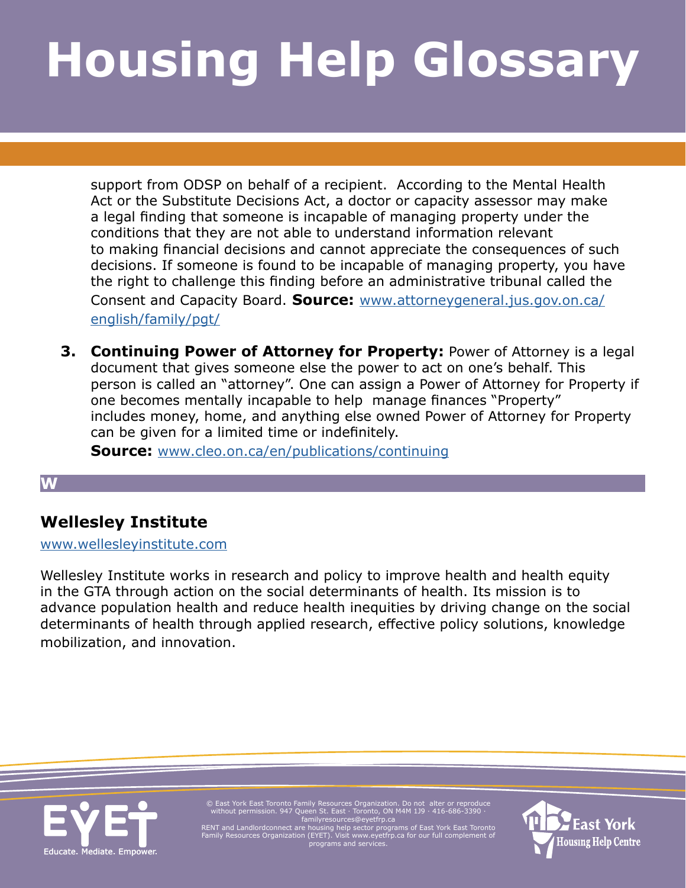support from ODSP on behalf of a recipient. According to the Mental Health Act or the Substitute Decisions Act, a doctor or capacity assessor may make a legal finding that someone is incapable of managing property under the conditions that they are not able to understand information relevant to making financial decisions and cannot appreciate the consequences of such decisions. If someone is found to be incapable of managing property, you have the right to challenge this finding before an administrative tribunal called the Consent and Capacity Board. **Source:** [www.attorneygeneral.jus.gov.on.ca/english/family/pgt/](www.attorneygeneral.jus.gov.on.ca/english/family/pgt/)

3. **Continuing Power of Attorney for Property:** Power of Attorney is a legal document that gives someone else the power to act on one's behalf. This person is called an "attorney". One can assign a Power of Attorney for Property if one becomes mentally incapable to help manage finances "Property" includes money, home, and anything else owned Power of Attorney for Property can be given for a limited time or indefinitely.
   **Source:** [www.cleo.on.ca/en/publications/continuing](www.cleo.on.ca/en/publications/continuing)

## W

### Wellesley Institute

[www.wellesleyinstitute.com](www.wellesleyinstitute.com)

Wellesley Institute works in research and policy to improve health and health equity in the GTA through action on the social determinants of health. Its mission is to advance population health and reduce health inequities by driving change on the social determinants of health through applied research, effective policy solutions, knowledge mobilization, and innovation.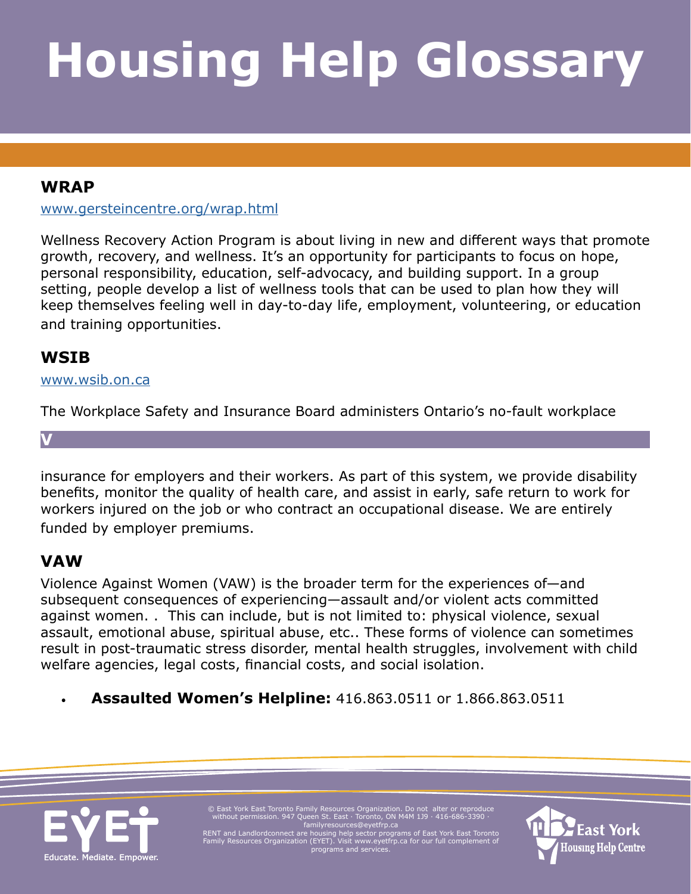# Housing Help Glossary

## WRAP

www.gersteincentre.org/wrap.html

Wellness Recovery Action Program is about living in new and different ways that promote growth, recovery, and wellness. It's an opportunity for participants to focus on hope, personal responsibility, education, self-advocacy, and building support. In a group setting, people develop a list of wellness tools that can be used to plan how they will keep themselves feeling well in day-to-day life, employment, volunteering, or education and training opportunities.

## WSIB

www.wsib.on.ca

The Workplace Safety and Insurance Board administers Ontario's no-fault workplace insurance for employers and their workers. As part of this system, we provide disability benefits, monitor the quality of health care, and assist in early, safe return to work for workers injured on the job or who contract an occupational disease. We are entirely funded by employer premiums.

## V

## VAW

Violence Against Women (VAW) is the broader term for the experiences of—and subsequent consequences of experiencing—assault and/or violent acts committed against women. . This can include, but is not limited to: physical violence, sexual assault, emotional abuse, spiritual abuse, etc.. These forms of violence can sometimes result in post-traumatic stress disorder, mental health struggles, involvement with child welfare agencies, legal costs, financial costs, and social isolation.

- **Assaulted Women's Helpline:** 416.863.0511 or 1.866.863.0511

© East York East Toronto Family Resources Organization. Do not alter or reproduce without permission. 947 Queen St. East · Toronto, ON M4M 1J9 · 416-686-3390 · familyresources@eyetfrp.ca
RENT and Landlordconnect are housing help sector programs of East York East Toronto Family Resources Organization (EYET). Visit www.eyetfrp.ca for our full complement of programs and services.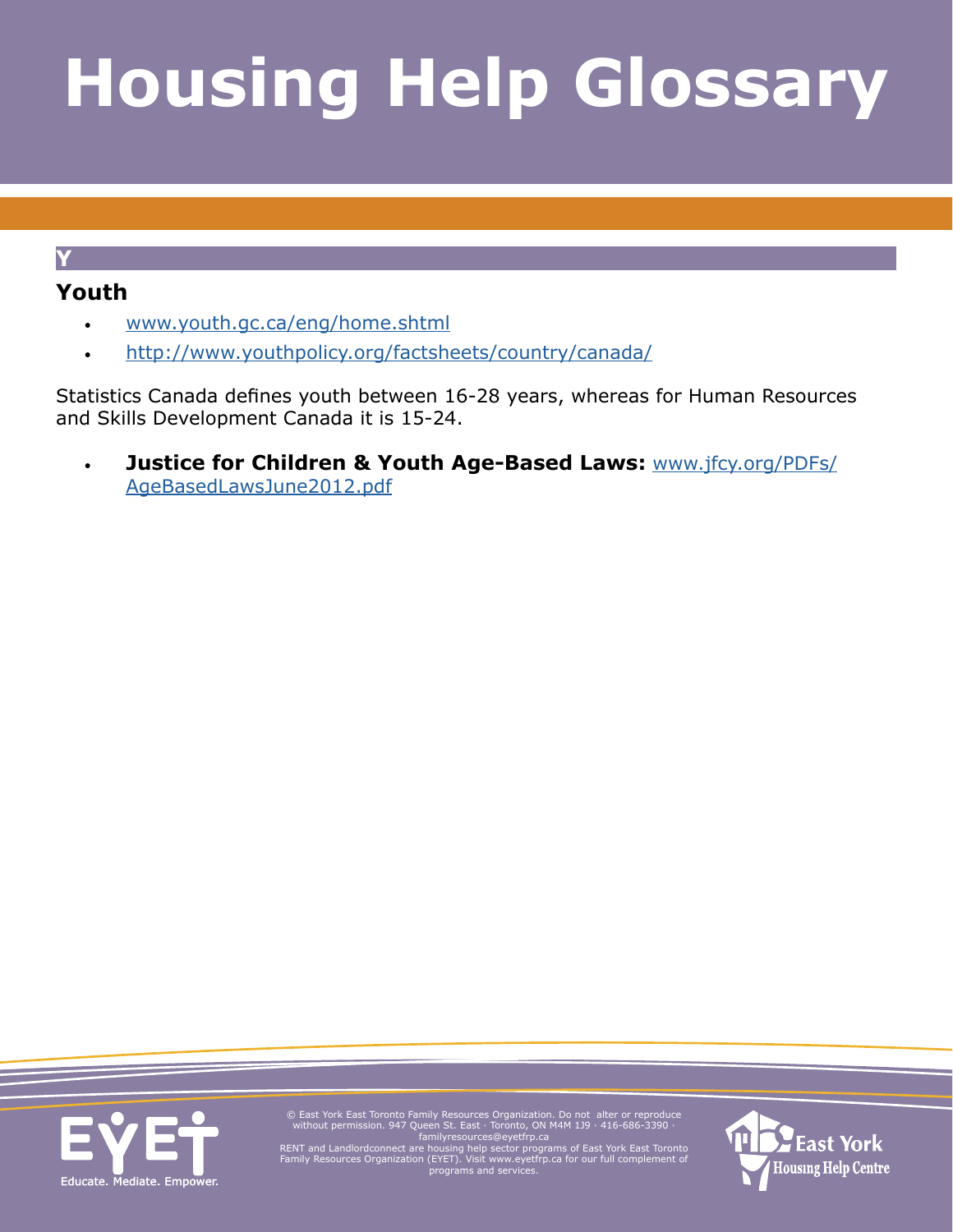# Housing Help Glossary

## Y

### Youth

- www.youth.gc.ca/eng/home.shtml
- http://www.youthpolicy.org/factsheets/country/canada/

Statistics Canada defines youth between 16-28 years, whereas for Human Resources and Skills Development Canada it is 15-24.

- **Justice for Children & Youth Age-Based Laws:** www.jfcy.org/PDFs/AgeBasedLawsJune2012.pdf